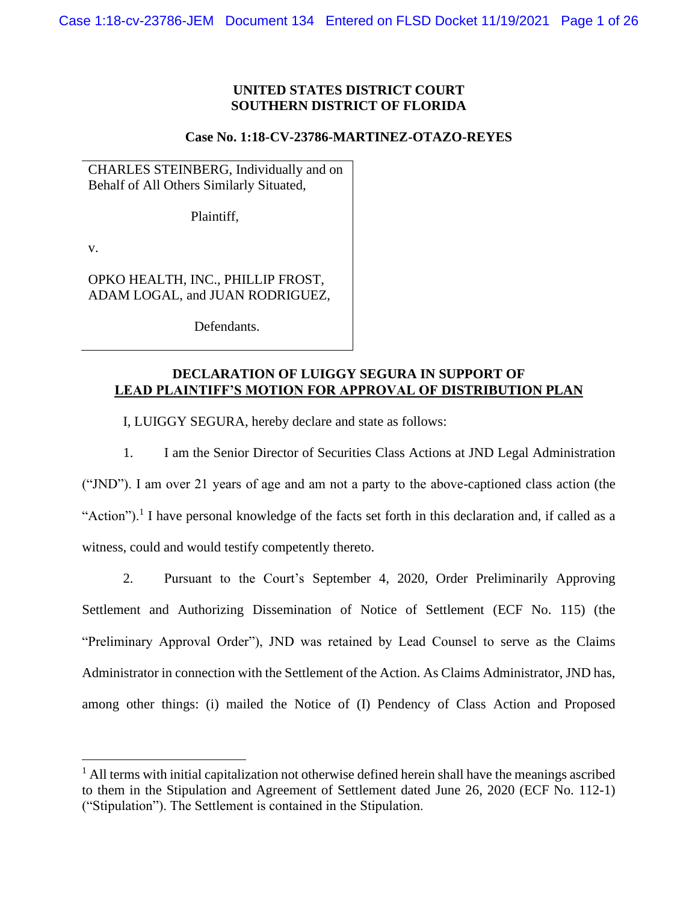**UNITED STATES DISTRICT COURT**
**SOUTHERN DISTRICT OF FLORIDA**

**Case No. 1:18-CV-23786-MARTINEZ-OTAZO-REYES**

CHARLES STEINBERG, Individually and on Behalf of All Others Similarly Situated,

Plaintiff,

v.

OPKO HEALTH, INC., PHILLIP FROST, ADAM LOGAL, and JUAN RODRIGUEZ,

Defendants.

**DECLARATION OF LUIGGY SEGURA IN SUPPORT OF**
**LEAD PLAINTIFF'S MOTION FOR APPROVAL OF DISTRIBUTION PLAN**

I, LUIGGY SEGURA, hereby declare and state as follows:

1. I am the Senior Director of Securities Class Actions at JND Legal Administration ("JND"). I am over 21 years of age and am not a party to the above-captioned class action (the "Action").[1] I have personal knowledge of the facts set forth in this declaration and, if called as a witness, could and would testify competently thereto.

2. Pursuant to the Court's September 4, 2020, Order Preliminarily Approving Settlement and Authorizing Dissemination of Notice of Settlement (ECF No. 115) (the "Preliminary Approval Order"), JND was retained by Lead Counsel to serve as the Claims Administrator in connection with the Settlement of the Action. As Claims Administrator, JND has, among other things: (i) mailed the Notice of (I) Pendency of Class Action and Proposed

[1] All terms with initial capitalization not otherwise defined herein shall have the meanings ascribed to them in the Stipulation and Agreement of Settlement dated June 26, 2020 (ECF No. 112-1) ("Stipulation"). The Settlement is contained in the Stipulation.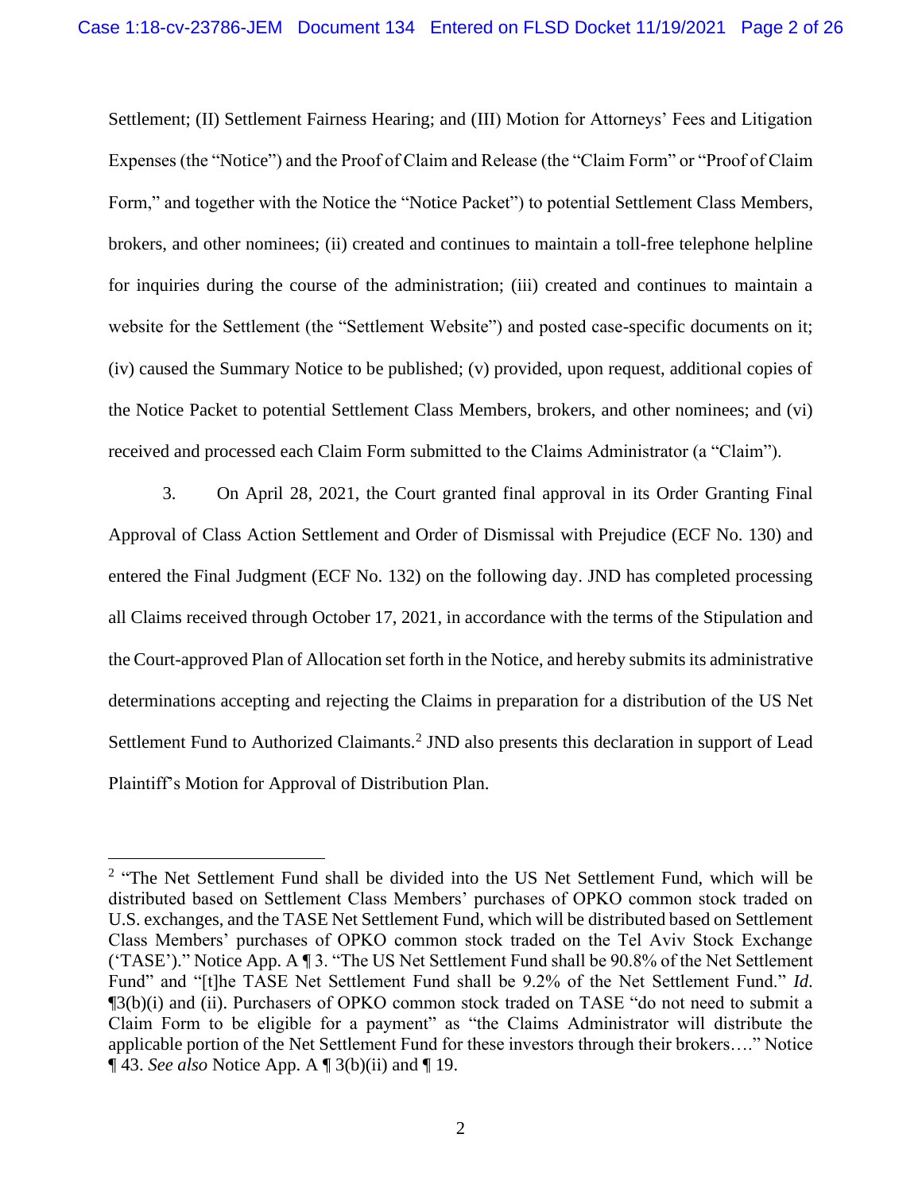Settlement; (II) Settlement Fairness Hearing; and (III) Motion for Attorneys' Fees and Litigation Expenses (the "Notice") and the Proof of Claim and Release (the "Claim Form" or "Proof of Claim Form," and together with the Notice the "Notice Packet") to potential Settlement Class Members, brokers, and other nominees; (ii) created and continues to maintain a toll-free telephone helpline for inquiries during the course of the administration; (iii) created and continues to maintain a website for the Settlement (the "Settlement Website") and posted case-specific documents on it; (iv) caused the Summary Notice to be published; (v) provided, upon request, additional copies of the Notice Packet to potential Settlement Class Members, brokers, and other nominees; and (vi) received and processed each Claim Form submitted to the Claims Administrator (a "Claim").

3. On April 28, 2021, the Court granted final approval in its Order Granting Final Approval of Class Action Settlement and Order of Dismissal with Prejudice (ECF No. 130) and entered the Final Judgment (ECF No. 132) on the following day. JND has completed processing all Claims received through October 17, 2021, in accordance with the terms of the Stipulation and the Court-approved Plan of Allocation set forth in the Notice, and hereby submits its administrative determinations accepting and rejecting the Claims in preparation for a distribution of the US Net Settlement Fund to Authorized Claimants.[2] JND also presents this declaration in support of Lead Plaintiff's Motion for Approval of Distribution Plan.

---

[2] "The Net Settlement Fund shall be divided into the US Net Settlement Fund, which will be distributed based on Settlement Class Members' purchases of OPKO common stock traded on U.S. exchanges, and the TASE Net Settlement Fund, which will be distributed based on Settlement Class Members' purchases of OPKO common stock traded on the Tel Aviv Stock Exchange ('TASE')." Notice App. A ¶ 3. "The US Net Settlement Fund shall be 90.8% of the Net Settlement Fund" and "[t]he TASE Net Settlement Fund shall be 9.2% of the Net Settlement Fund." *Id.* ¶3(b)(i) and (ii). Purchasers of OPKO common stock traded on TASE "do not need to submit a Claim Form to be eligible for a payment" as "the Claims Administrator will distribute the applicable portion of the Net Settlement Fund for these investors through their brokers…." Notice ¶ 43. *See also* Notice App. A ¶ 3(b)(ii) and ¶ 19.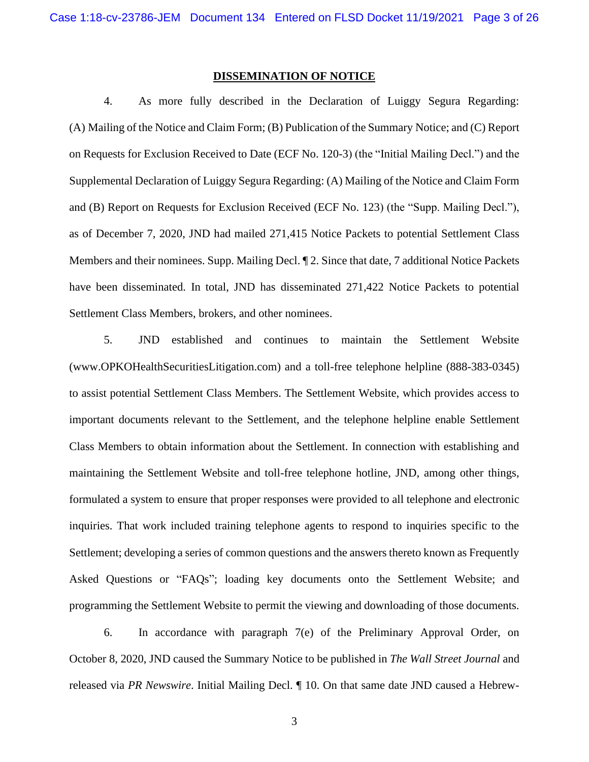## DISSEMINATION OF NOTICE

4. As more fully described in the Declaration of Luiggy Segura Regarding: (A) Mailing of the Notice and Claim Form; (B) Publication of the Summary Notice; and (C) Report on Requests for Exclusion Received to Date (ECF No. 120-3) (the "Initial Mailing Decl.") and the Supplemental Declaration of Luiggy Segura Regarding: (A) Mailing of the Notice and Claim Form and (B) Report on Requests for Exclusion Received (ECF No. 123) (the "Supp. Mailing Decl."), as of December 7, 2020, JND had mailed 271,415 Notice Packets to potential Settlement Class Members and their nominees. Supp. Mailing Decl. ¶ 2. Since that date, 7 additional Notice Packets have been disseminated. In total, JND has disseminated 271,422 Notice Packets to potential Settlement Class Members, brokers, and other nominees.

5. JND established and continues to maintain the Settlement Website (www.OPKOHealthSecuritiesLitigation.com) and a toll-free telephone helpline (888-383-0345) to assist potential Settlement Class Members. The Settlement Website, which provides access to important documents relevant to the Settlement, and the telephone helpline enable Settlement Class Members to obtain information about the Settlement. In connection with establishing and maintaining the Settlement Website and toll-free telephone hotline, JND, among other things, formulated a system to ensure that proper responses were provided to all telephone and electronic inquiries. That work included training telephone agents to respond to inquiries specific to the Settlement; developing a series of common questions and the answers thereto known as Frequently Asked Questions or "FAQs"; loading key documents onto the Settlement Website; and programming the Settlement Website to permit the viewing and downloading of those documents.

6. In accordance with paragraph 7(e) of the Preliminary Approval Order, on October 8, 2020, JND caused the Summary Notice to be published in *The Wall Street Journal* and released via *PR Newswire*. Initial Mailing Decl. ¶ 10. On that same date JND caused a Hebrew-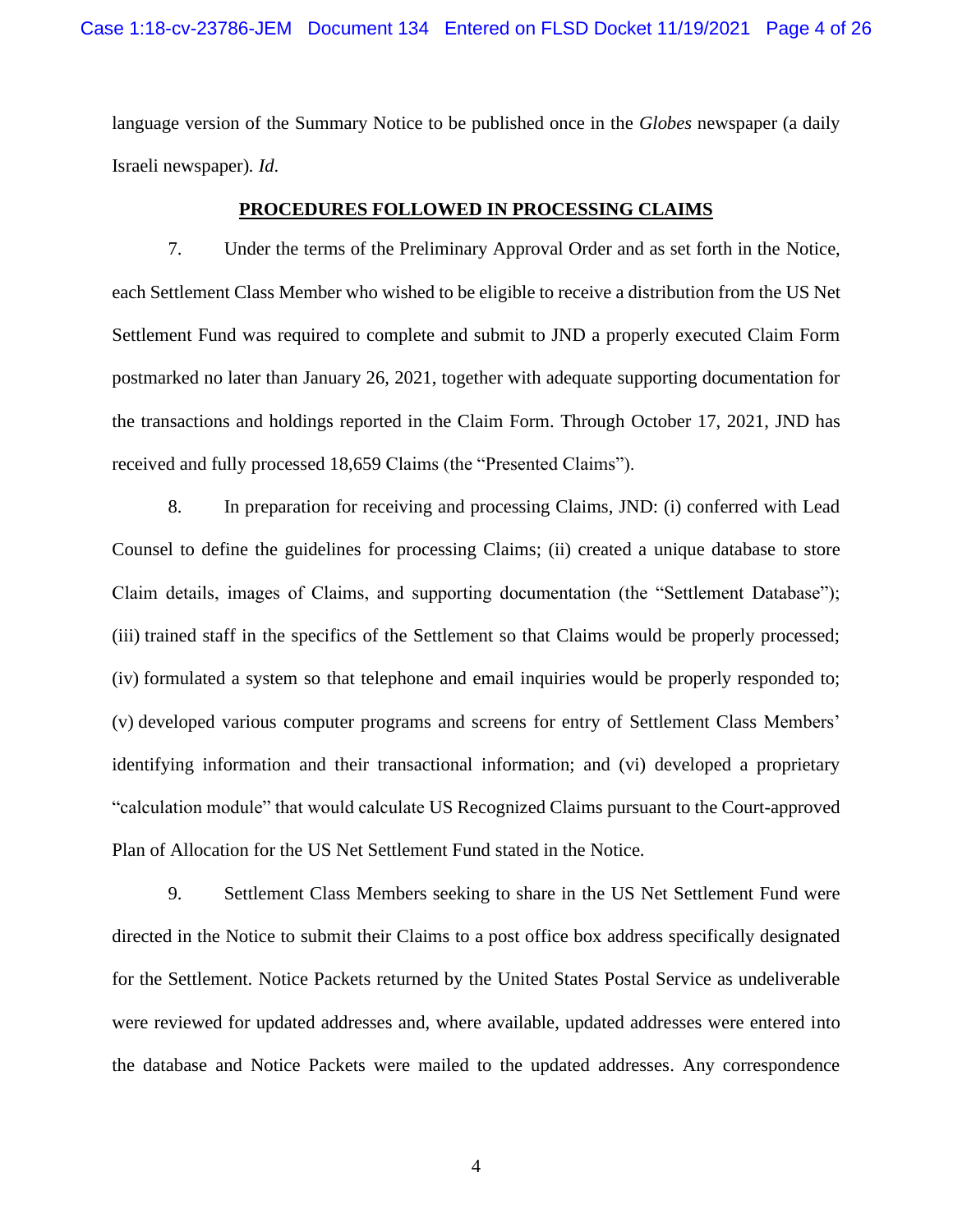language version of the Summary Notice to be published once in the *Globes* newspaper (a daily Israeli newspaper). *Id*.

## PROCEDURES FOLLOWED IN PROCESSING CLAIMS

7. Under the terms of the Preliminary Approval Order and as set forth in the Notice, each Settlement Class Member who wished to be eligible to receive a distribution from the US Net Settlement Fund was required to complete and submit to JND a properly executed Claim Form postmarked no later than January 26, 2021, together with adequate supporting documentation for the transactions and holdings reported in the Claim Form. Through October 17, 2021, JND has received and fully processed 18,659 Claims (the "Presented Claims").

8. In preparation for receiving and processing Claims, JND: (i) conferred with Lead Counsel to define the guidelines for processing Claims; (ii) created a unique database to store Claim details, images of Claims, and supporting documentation (the "Settlement Database"); (iii) trained staff in the specifics of the Settlement so that Claims would be properly processed; (iv) formulated a system so that telephone and email inquiries would be properly responded to; (v) developed various computer programs and screens for entry of Settlement Class Members' identifying information and their transactional information; and (vi) developed a proprietary "calculation module" that would calculate US Recognized Claims pursuant to the Court-approved Plan of Allocation for the US Net Settlement Fund stated in the Notice.

9. Settlement Class Members seeking to share in the US Net Settlement Fund were directed in the Notice to submit their Claims to a post office box address specifically designated for the Settlement. Notice Packets returned by the United States Postal Service as undeliverable were reviewed for updated addresses and, where available, updated addresses were entered into the database and Notice Packets were mailed to the updated addresses. Any correspondence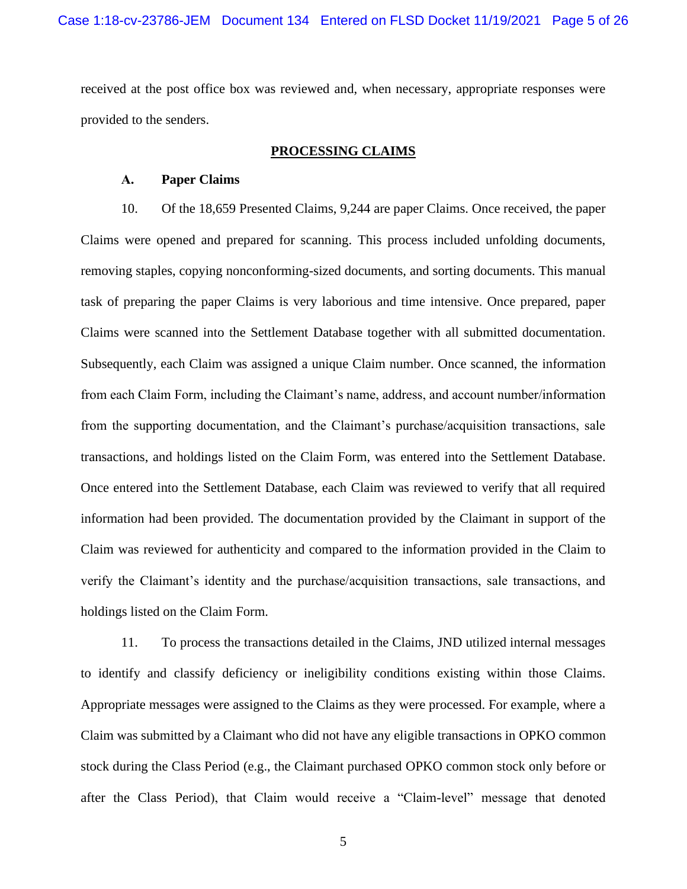received at the post office box was reviewed and, when necessary, appropriate responses were provided to the senders.

## PROCESSING CLAIMS

### A. Paper Claims

10. Of the 18,659 Presented Claims, 9,244 are paper Claims. Once received, the paper Claims were opened and prepared for scanning. This process included unfolding documents, removing staples, copying nonconforming-sized documents, and sorting documents. This manual task of preparing the paper Claims is very laborious and time intensive. Once prepared, paper Claims were scanned into the Settlement Database together with all submitted documentation. Subsequently, each Claim was assigned a unique Claim number. Once scanned, the information from each Claim Form, including the Claimant's name, address, and account number/information from the supporting documentation, and the Claimant's purchase/acquisition transactions, sale transactions, and holdings listed on the Claim Form, was entered into the Settlement Database. Once entered into the Settlement Database, each Claim was reviewed to verify that all required information had been provided. The documentation provided by the Claimant in support of the Claim was reviewed for authenticity and compared to the information provided in the Claim to verify the Claimant's identity and the purchase/acquisition transactions, sale transactions, and holdings listed on the Claim Form.

11. To process the transactions detailed in the Claims, JND utilized internal messages to identify and classify deficiency or ineligibility conditions existing within those Claims. Appropriate messages were assigned to the Claims as they were processed. For example, where a Claim was submitted by a Claimant who did not have any eligible transactions in OPKO common stock during the Class Period (e.g., the Claimant purchased OPKO common stock only before or after the Class Period), that Claim would receive a "Claim-level" message that denoted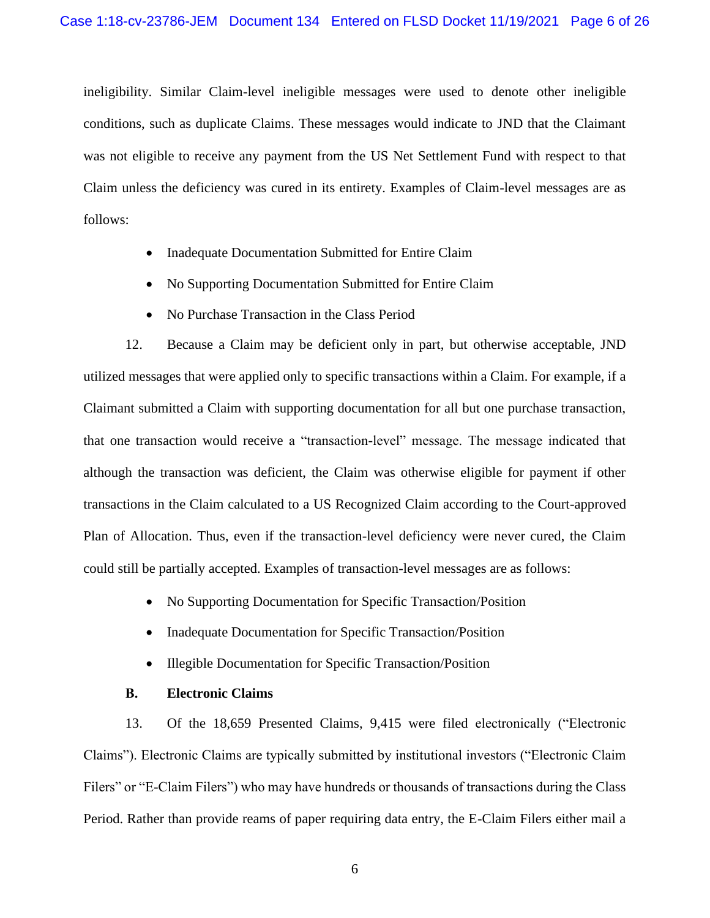ineligibility. Similar Claim-level ineligible messages were used to denote other ineligible conditions, such as duplicate Claims. These messages would indicate to JND that the Claimant was not eligible to receive any payment from the US Net Settlement Fund with respect to that Claim unless the deficiency was cured in its entirety. Examples of Claim-level messages are as follows:

- Inadequate Documentation Submitted for Entire Claim
- No Supporting Documentation Submitted for Entire Claim
- No Purchase Transaction in the Class Period

12. Because a Claim may be deficient only in part, but otherwise acceptable, JND utilized messages that were applied only to specific transactions within a Claim. For example, if a Claimant submitted a Claim with supporting documentation for all but one purchase transaction, that one transaction would receive a "transaction-level" message. The message indicated that although the transaction was deficient, the Claim was otherwise eligible for payment if other transactions in the Claim calculated to a US Recognized Claim according to the Court-approved Plan of Allocation. Thus, even if the transaction-level deficiency were never cured, the Claim could still be partially accepted. Examples of transaction-level messages are as follows:

- No Supporting Documentation for Specific Transaction/Position
- Inadequate Documentation for Specific Transaction/Position
- Illegible Documentation for Specific Transaction/Position

**B. Electronic Claims**

13. Of the 18,659 Presented Claims, 9,415 were filed electronically ("Electronic Claims"). Electronic Claims are typically submitted by institutional investors ("Electronic Claim Filers" or "E-Claim Filers") who may have hundreds or thousands of transactions during the Class Period. Rather than provide reams of paper requiring data entry, the E-Claim Filers either mail a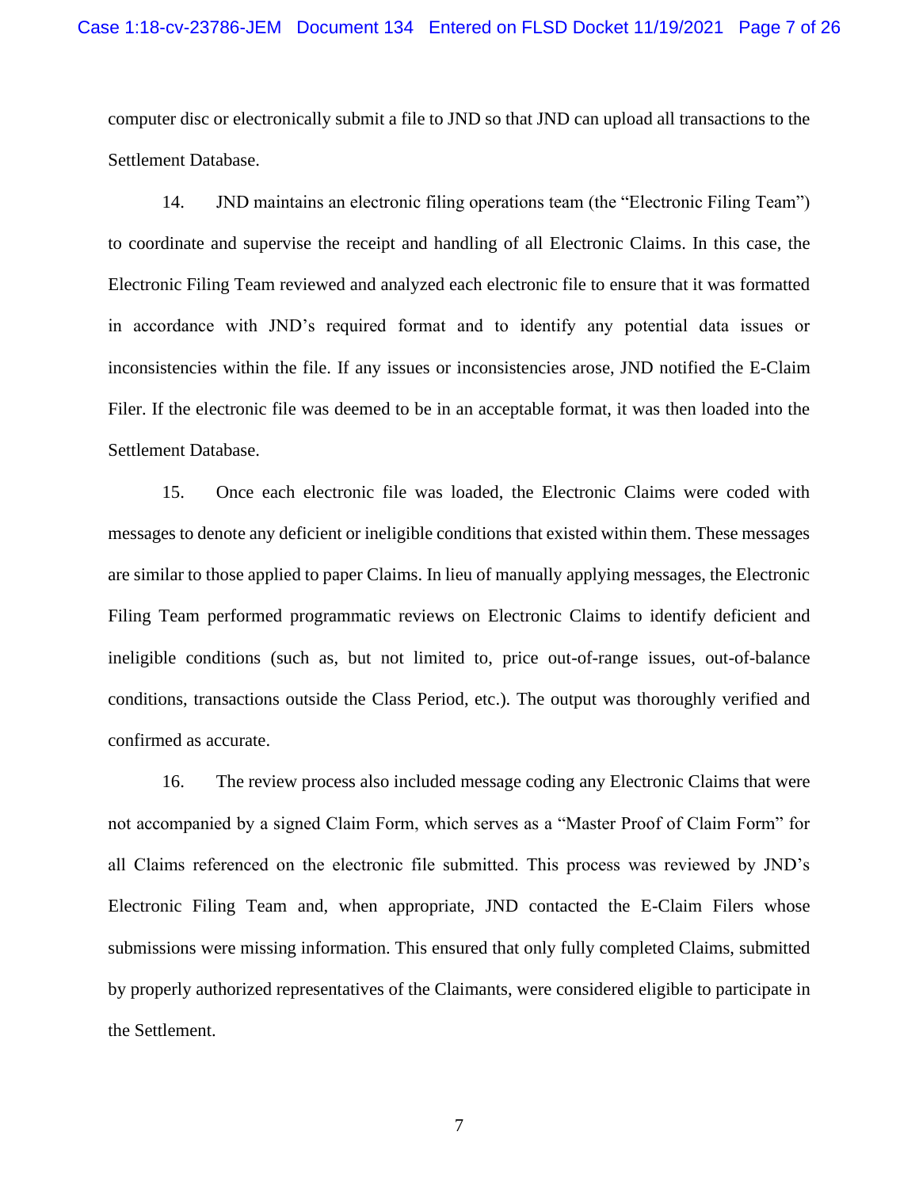computer disc or electronically submit a file to JND so that JND can upload all transactions to the Settlement Database.

14. JND maintains an electronic filing operations team (the "Electronic Filing Team") to coordinate and supervise the receipt and handling of all Electronic Claims. In this case, the Electronic Filing Team reviewed and analyzed each electronic file to ensure that it was formatted in accordance with JND's required format and to identify any potential data issues or inconsistencies within the file. If any issues or inconsistencies arose, JND notified the E-Claim Filer. If the electronic file was deemed to be in an acceptable format, it was then loaded into the Settlement Database.

15. Once each electronic file was loaded, the Electronic Claims were coded with messages to denote any deficient or ineligible conditions that existed within them. These messages are similar to those applied to paper Claims. In lieu of manually applying messages, the Electronic Filing Team performed programmatic reviews on Electronic Claims to identify deficient and ineligible conditions (such as, but not limited to, price out-of-range issues, out-of-balance conditions, transactions outside the Class Period, etc.). The output was thoroughly verified and confirmed as accurate.

16. The review process also included message coding any Electronic Claims that were not accompanied by a signed Claim Form, which serves as a "Master Proof of Claim Form" for all Claims referenced on the electronic file submitted. This process was reviewed by JND's Electronic Filing Team and, when appropriate, JND contacted the E-Claim Filers whose submissions were missing information. This ensured that only fully completed Claims, submitted by properly authorized representatives of the Claimants, were considered eligible to participate in the Settlement.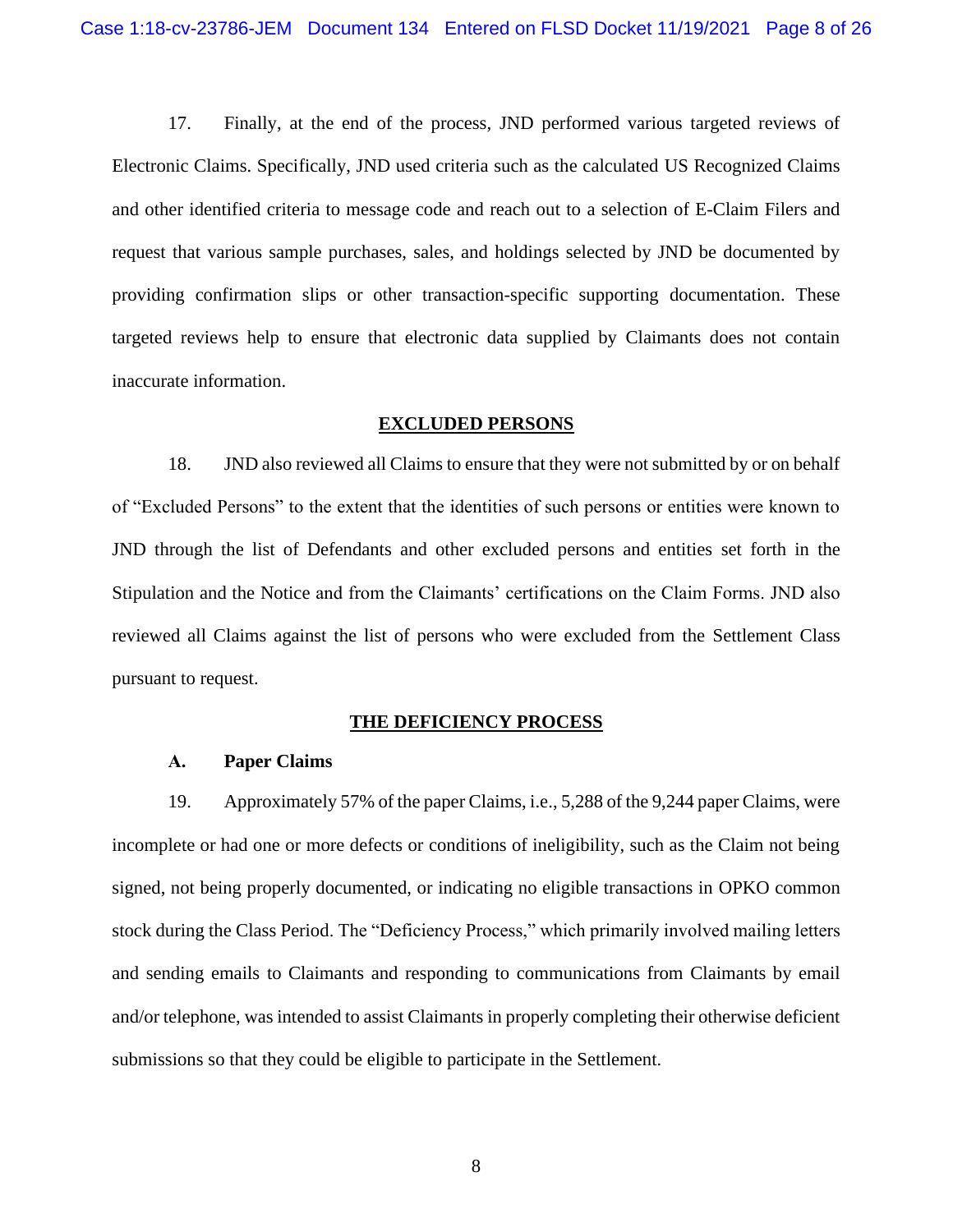17. Finally, at the end of the process, JND performed various targeted reviews of Electronic Claims. Specifically, JND used criteria such as the calculated US Recognized Claims and other identified criteria to message code and reach out to a selection of E-Claim Filers and request that various sample purchases, sales, and holdings selected by JND be documented by providing confirmation slips or other transaction-specific supporting documentation. These targeted reviews help to ensure that electronic data supplied by Claimants does not contain inaccurate information.

## EXCLUDED PERSONS

18. JND also reviewed all Claims to ensure that they were not submitted by or on behalf of "Excluded Persons" to the extent that the identities of such persons or entities were known to JND through the list of Defendants and other excluded persons and entities set forth in the Stipulation and the Notice and from the Claimants' certifications on the Claim Forms. JND also reviewed all Claims against the list of persons who were excluded from the Settlement Class pursuant to request.

## THE DEFICIENCY PROCESS

### A. Paper Claims

19. Approximately 57% of the paper Claims, i.e., 5,288 of the 9,244 paper Claims, were incomplete or had one or more defects or conditions of ineligibility, such as the Claim not being signed, not being properly documented, or indicating no eligible transactions in OPKO common stock during the Class Period. The "Deficiency Process," which primarily involved mailing letters and sending emails to Claimants and responding to communications from Claimants by email and/or telephone, was intended to assist Claimants in properly completing their otherwise deficient submissions so that they could be eligible to participate in the Settlement.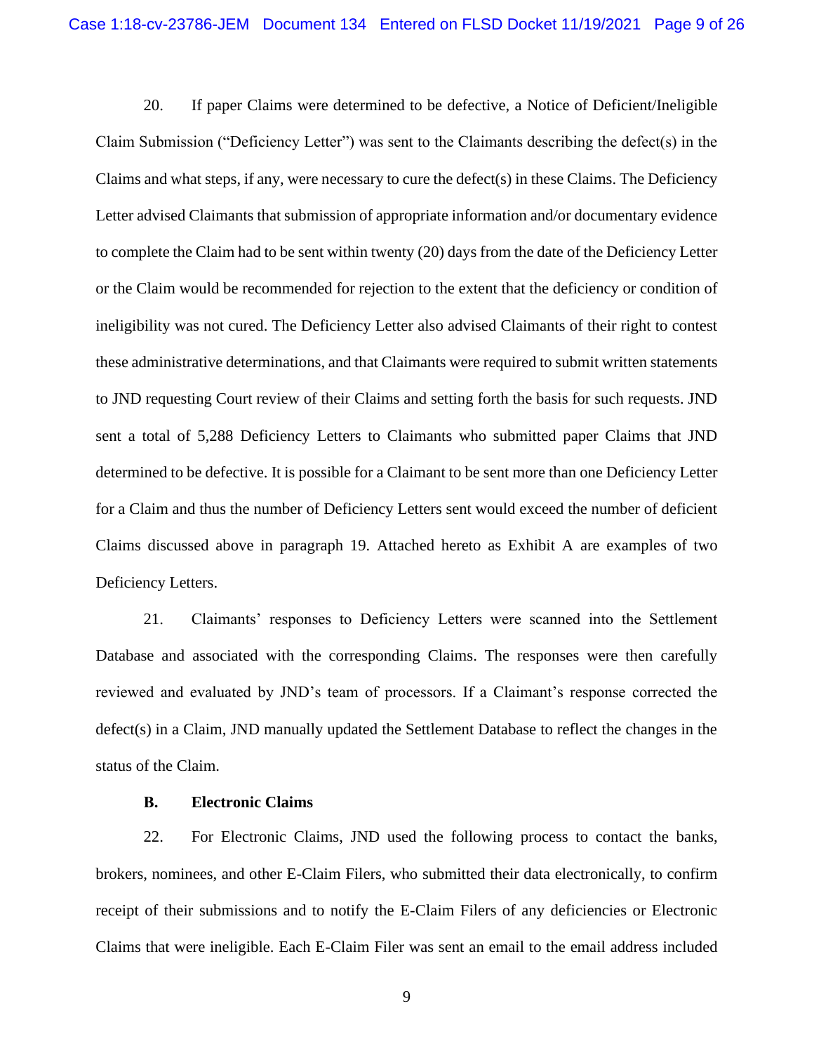20. If paper Claims were determined to be defective, a Notice of Deficient/Ineligible Claim Submission ("Deficiency Letter") was sent to the Claimants describing the defect(s) in the Claims and what steps, if any, were necessary to cure the defect(s) in these Claims. The Deficiency Letter advised Claimants that submission of appropriate information and/or documentary evidence to complete the Claim had to be sent within twenty (20) days from the date of the Deficiency Letter or the Claim would be recommended for rejection to the extent that the deficiency or condition of ineligibility was not cured. The Deficiency Letter also advised Claimants of their right to contest these administrative determinations, and that Claimants were required to submit written statements to JND requesting Court review of their Claims and setting forth the basis for such requests. JND sent a total of 5,288 Deficiency Letters to Claimants who submitted paper Claims that JND determined to be defective. It is possible for a Claimant to be sent more than one Deficiency Letter for a Claim and thus the number of Deficiency Letters sent would exceed the number of deficient Claims discussed above in paragraph 19. Attached hereto as Exhibit A are examples of two Deficiency Letters.

21. Claimants' responses to Deficiency Letters were scanned into the Settlement Database and associated with the corresponding Claims. The responses were then carefully reviewed and evaluated by JND's team of processors. If a Claimant's response corrected the defect(s) in a Claim, JND manually updated the Settlement Database to reflect the changes in the status of the Claim.

**B. Electronic Claims**

22. For Electronic Claims, JND used the following process to contact the banks, brokers, nominees, and other E-Claim Filers, who submitted their data electronically, to confirm receipt of their submissions and to notify the E-Claim Filers of any deficiencies or Electronic Claims that were ineligible. Each E-Claim Filer was sent an email to the email address included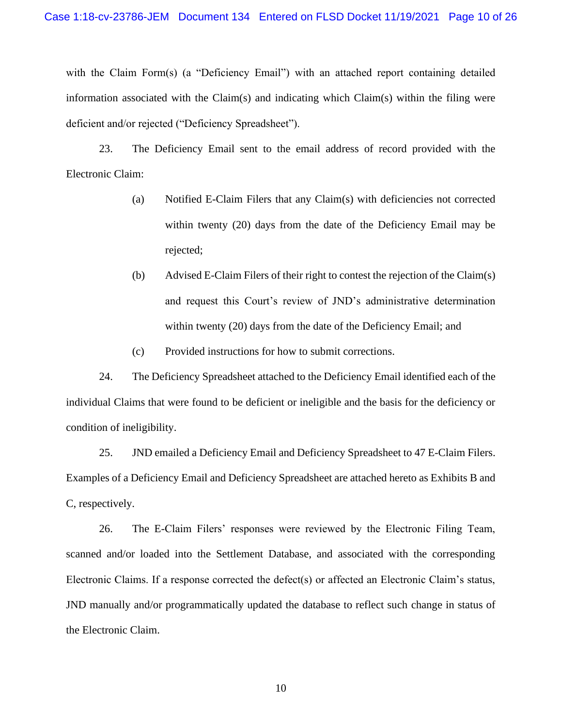with the Claim Form(s) (a "Deficiency Email") with an attached report containing detailed information associated with the Claim(s) and indicating which Claim(s) within the filing were deficient and/or rejected ("Deficiency Spreadsheet").

23. The Deficiency Email sent to the email address of record provided with the Electronic Claim:

(a) Notified E-Claim Filers that any Claim(s) with deficiencies not corrected within twenty (20) days from the date of the Deficiency Email may be rejected;

(b) Advised E-Claim Filers of their right to contest the rejection of the Claim(s) and request this Court's review of JND's administrative determination within twenty (20) days from the date of the Deficiency Email; and

(c) Provided instructions for how to submit corrections.

24. The Deficiency Spreadsheet attached to the Deficiency Email identified each of the individual Claims that were found to be deficient or ineligible and the basis for the deficiency or condition of ineligibility.

25. JND emailed a Deficiency Email and Deficiency Spreadsheet to 47 E-Claim Filers. Examples of a Deficiency Email and Deficiency Spreadsheet are attached hereto as Exhibits B and C, respectively.

26. The E-Claim Filers' responses were reviewed by the Electronic Filing Team, scanned and/or loaded into the Settlement Database, and associated with the corresponding Electronic Claims. If a response corrected the defect(s) or affected an Electronic Claim's status, JND manually and/or programmatically updated the database to reflect such change in status of the Electronic Claim.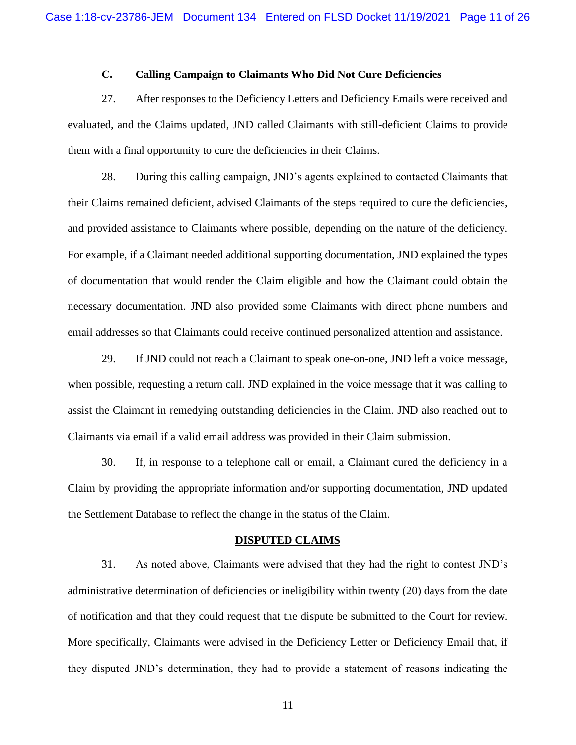### C. Calling Campaign to Claimants Who Did Not Cure Deficiencies

27. After responses to the Deficiency Letters and Deficiency Emails were received and evaluated, and the Claims updated, JND called Claimants with still-deficient Claims to provide them with a final opportunity to cure the deficiencies in their Claims.

28. During this calling campaign, JND's agents explained to contacted Claimants that their Claims remained deficient, advised Claimants of the steps required to cure the deficiencies, and provided assistance to Claimants where possible, depending on the nature of the deficiency. For example, if a Claimant needed additional supporting documentation, JND explained the types of documentation that would render the Claim eligible and how the Claimant could obtain the necessary documentation. JND also provided some Claimants with direct phone numbers and email addresses so that Claimants could receive continued personalized attention and assistance.

29. If JND could not reach a Claimant to speak one-on-one, JND left a voice message, when possible, requesting a return call. JND explained in the voice message that it was calling to assist the Claimant in remedying outstanding deficiencies in the Claim. JND also reached out to Claimants via email if a valid email address was provided in their Claim submission.

30. If, in response to a telephone call or email, a Claimant cured the deficiency in a Claim by providing the appropriate information and/or supporting documentation, JND updated the Settlement Database to reflect the change in the status of the Claim.

## DISPUTED CLAIMS

31. As noted above, Claimants were advised that they had the right to contest JND's administrative determination of deficiencies or ineligibility within twenty (20) days from the date of notification and that they could request that the dispute be submitted to the Court for review. More specifically, Claimants were advised in the Deficiency Letter or Deficiency Email that, if they disputed JND's determination, they had to provide a statement of reasons indicating the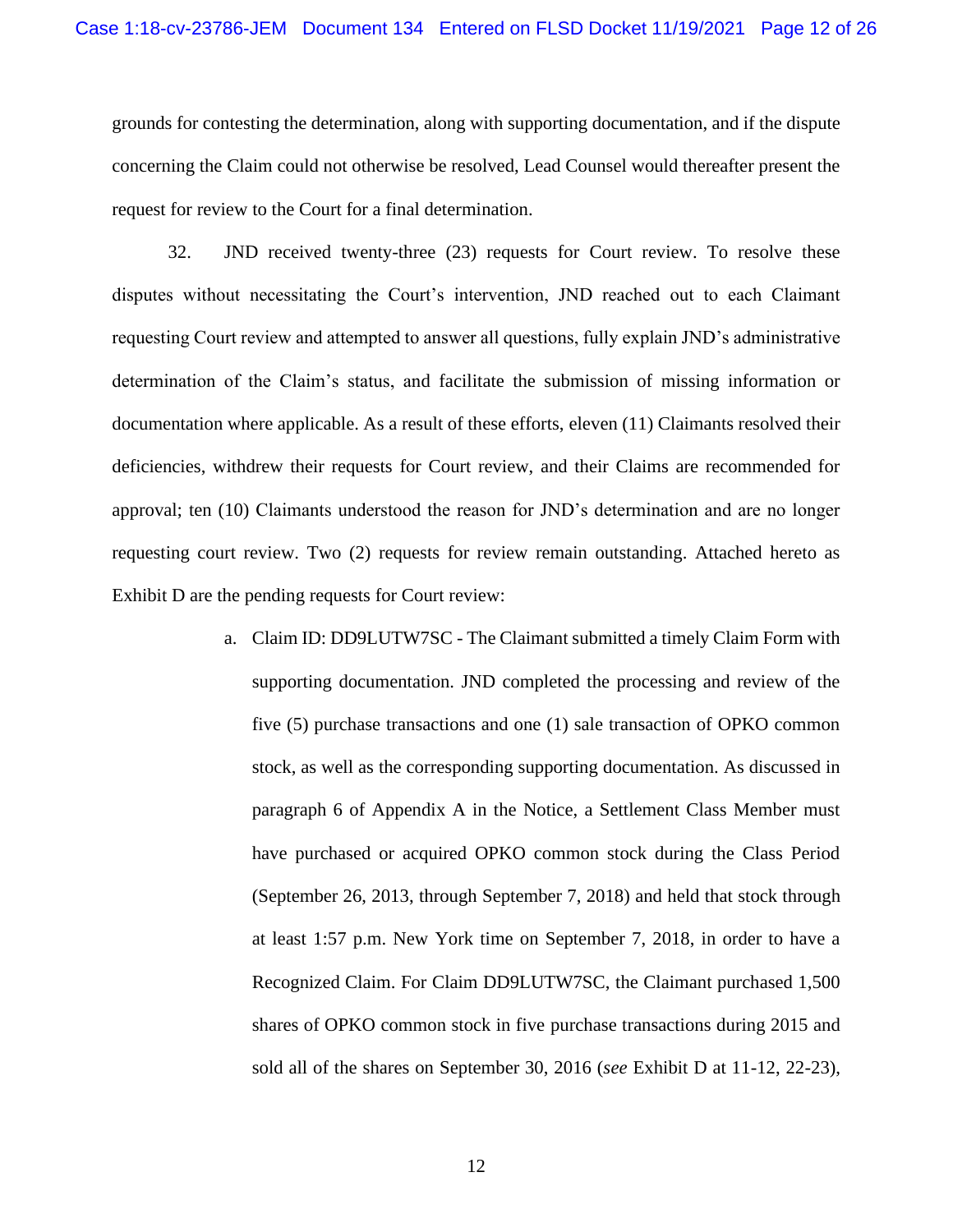grounds for contesting the determination, along with supporting documentation, and if the dispute concerning the Claim could not otherwise be resolved, Lead Counsel would thereafter present the request for review to the Court for a final determination.

32. JND received twenty-three (23) requests for Court review. To resolve these disputes without necessitating the Court's intervention, JND reached out to each Claimant requesting Court review and attempted to answer all questions, fully explain JND's administrative determination of the Claim's status, and facilitate the submission of missing information or documentation where applicable. As a result of these efforts, eleven (11) Claimants resolved their deficiencies, withdrew their requests for Court review, and their Claims are recommended for approval; ten (10) Claimants understood the reason for JND's determination and are no longer requesting court review. Two (2) requests for review remain outstanding. Attached hereto as Exhibit D are the pending requests for Court review:

a. Claim ID: DD9LUTW7SC - The Claimant submitted a timely Claim Form with supporting documentation. JND completed the processing and review of the five (5) purchase transactions and one (1) sale transaction of OPKO common stock, as well as the corresponding supporting documentation. As discussed in paragraph 6 of Appendix A in the Notice, a Settlement Class Member must have purchased or acquired OPKO common stock during the Class Period (September 26, 2013, through September 7, 2018) and held that stock through at least 1:57 p.m. New York time on September 7, 2018, in order to have a Recognized Claim. For Claim DD9LUTW7SC, the Claimant purchased 1,500 shares of OPKO common stock in five purchase transactions during 2015 and sold all of the shares on September 30, 2016 (*see* Exhibit D at 11-12, 22-23),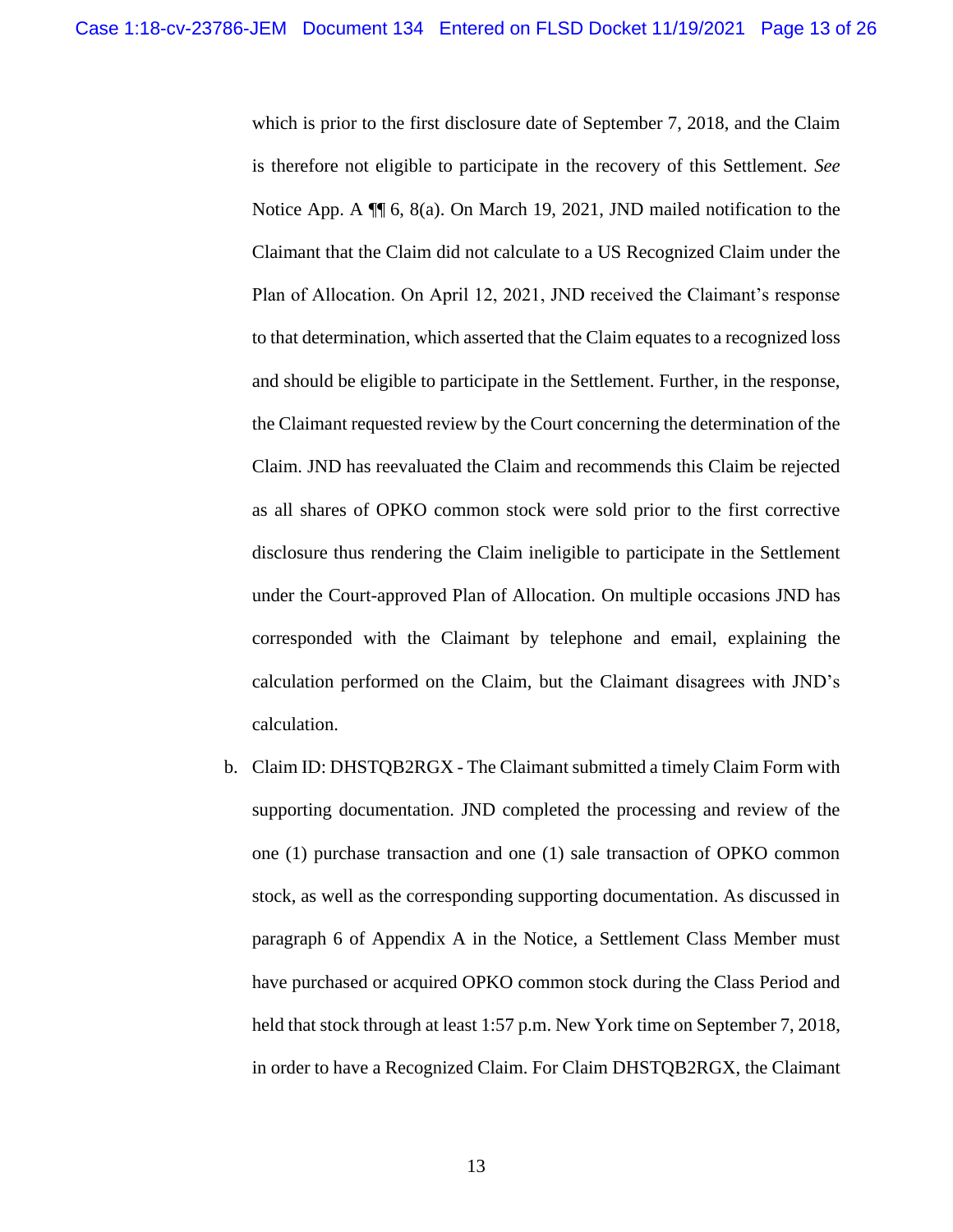which is prior to the first disclosure date of September 7, 2018, and the Claim is therefore not eligible to participate in the recovery of this Settlement. *See* Notice App. A ¶¶ 6, 8(a). On March 19, 2021, JND mailed notification to the Claimant that the Claim did not calculate to a US Recognized Claim under the Plan of Allocation. On April 12, 2021, JND received the Claimant's response to that determination, which asserted that the Claim equates to a recognized loss and should be eligible to participate in the Settlement. Further, in the response, the Claimant requested review by the Court concerning the determination of the Claim. JND has reevaluated the Claim and recommends this Claim be rejected as all shares of OPKO common stock were sold prior to the first corrective disclosure thus rendering the Claim ineligible to participate in the Settlement under the Court-approved Plan of Allocation. On multiple occasions JND has corresponded with the Claimant by telephone and email, explaining the calculation performed on the Claim, but the Claimant disagrees with JND's calculation.

b. Claim ID: DHSTQB2RGX - The Claimant submitted a timely Claim Form with supporting documentation. JND completed the processing and review of the one (1) purchase transaction and one (1) sale transaction of OPKO common stock, as well as the corresponding supporting documentation. As discussed in paragraph 6 of Appendix A in the Notice, a Settlement Class Member must have purchased or acquired OPKO common stock during the Class Period and held that stock through at least 1:57 p.m. New York time on September 7, 2018, in order to have a Recognized Claim. For Claim DHSTQB2RGX, the Claimant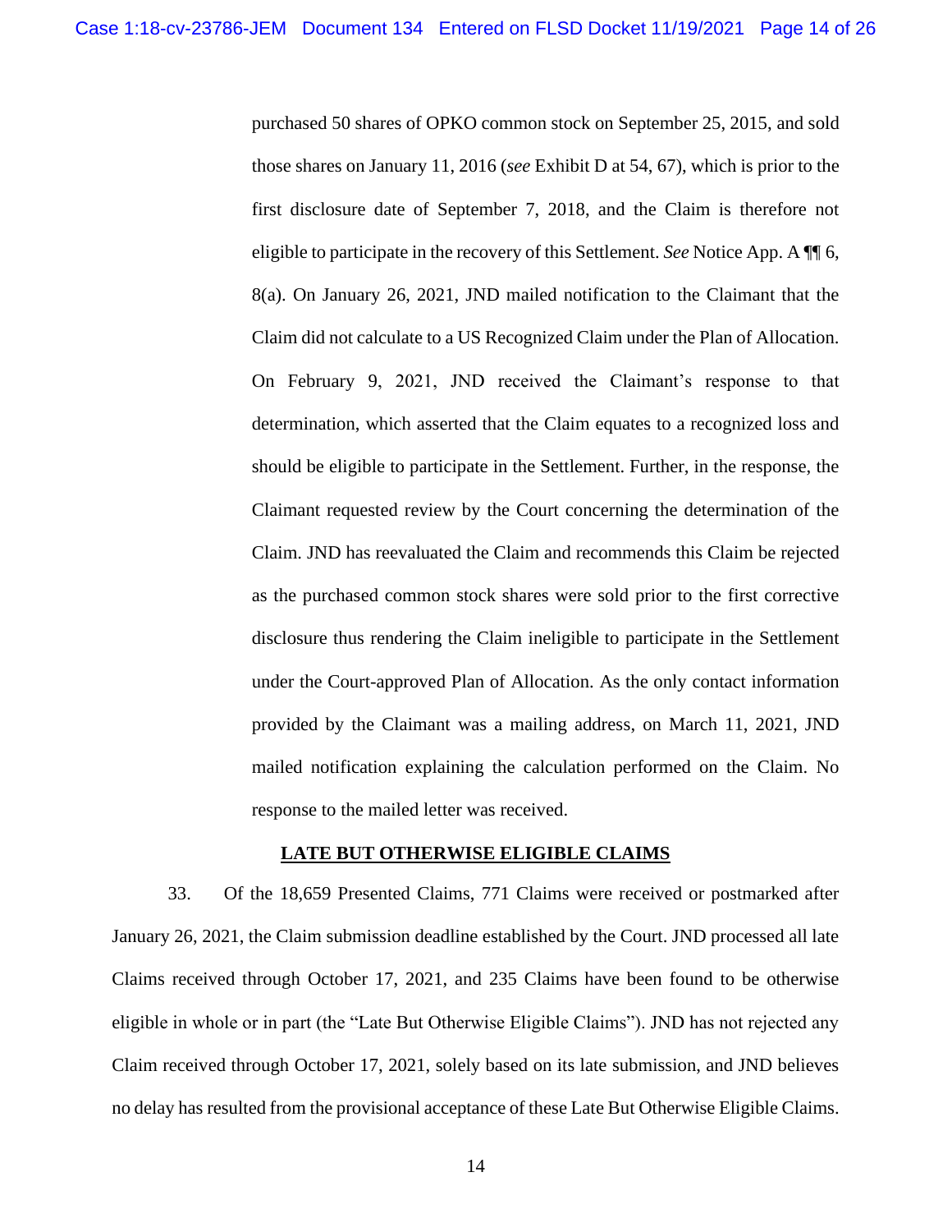purchased 50 shares of OPKO common stock on September 25, 2015, and sold those shares on January 11, 2016 (*see* Exhibit D at 54, 67), which is prior to the first disclosure date of September 7, 2018, and the Claim is therefore not eligible to participate in the recovery of this Settlement. *See* Notice App. A ¶¶ 6, 8(a). On January 26, 2021, JND mailed notification to the Claimant that the Claim did not calculate to a US Recognized Claim under the Plan of Allocation. On February 9, 2021, JND received the Claimant's response to that determination, which asserted that the Claim equates to a recognized loss and should be eligible to participate in the Settlement. Further, in the response, the Claimant requested review by the Court concerning the determination of the Claim. JND has reevaluated the Claim and recommends this Claim be rejected as the purchased common stock shares were sold prior to the first corrective disclosure thus rendering the Claim ineligible to participate in the Settlement under the Court-approved Plan of Allocation. As the only contact information provided by the Claimant was a mailing address, on March 11, 2021, JND mailed notification explaining the calculation performed on the Claim. No response to the mailed letter was received.

## LATE BUT OTHERWISE ELIGIBLE CLAIMS

33. Of the 18,659 Presented Claims, 771 Claims were received or postmarked after January 26, 2021, the Claim submission deadline established by the Court. JND processed all late Claims received through October 17, 2021, and 235 Claims have been found to be otherwise eligible in whole or in part (the "Late But Otherwise Eligible Claims"). JND has not rejected any Claim received through October 17, 2021, solely based on its late submission, and JND believes no delay has resulted from the provisional acceptance of these Late But Otherwise Eligible Claims.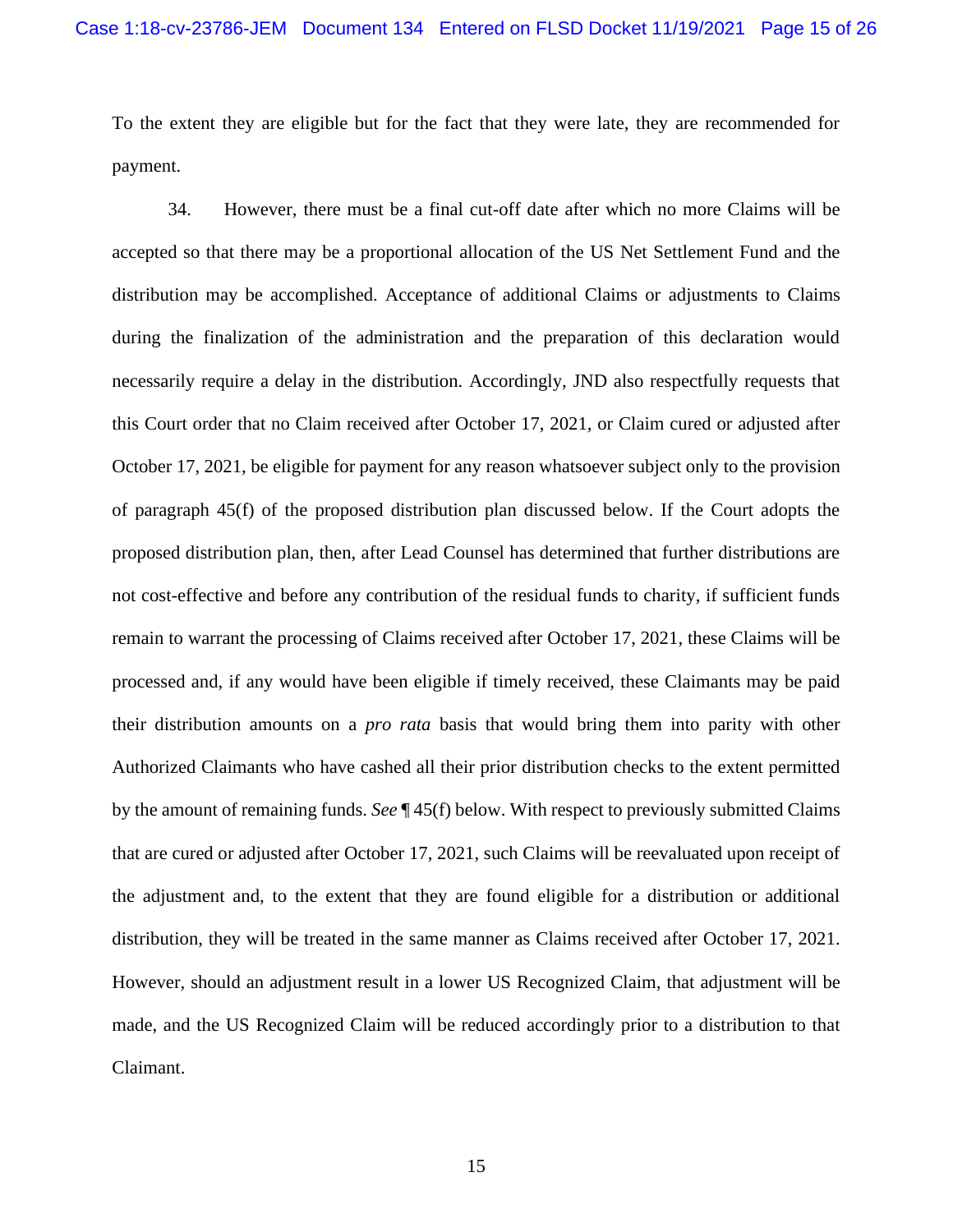To the extent they are eligible but for the fact that they were late, they are recommended for payment.

34. However, there must be a final cut-off date after which no more Claims will be accepted so that there may be a proportional allocation of the US Net Settlement Fund and the distribution may be accomplished. Acceptance of additional Claims or adjustments to Claims during the finalization of the administration and the preparation of this declaration would necessarily require a delay in the distribution. Accordingly, JND also respectfully requests that this Court order that no Claim received after October 17, 2021, or Claim cured or adjusted after October 17, 2021, be eligible for payment for any reason whatsoever subject only to the provision of paragraph 45(f) of the proposed distribution plan discussed below. If the Court adopts the proposed distribution plan, then, after Lead Counsel has determined that further distributions are not cost-effective and before any contribution of the residual funds to charity, if sufficient funds remain to warrant the processing of Claims received after October 17, 2021, these Claims will be processed and, if any would have been eligible if timely received, these Claimants may be paid their distribution amounts on a *pro rata* basis that would bring them into parity with other Authorized Claimants who have cashed all their prior distribution checks to the extent permitted by the amount of remaining funds. *See* ¶ 45(f) below. With respect to previously submitted Claims that are cured or adjusted after October 17, 2021, such Claims will be reevaluated upon receipt of the adjustment and, to the extent that they are found eligible for a distribution or additional distribution, they will be treated in the same manner as Claims received after October 17, 2021. However, should an adjustment result in a lower US Recognized Claim, that adjustment will be made, and the US Recognized Claim will be reduced accordingly prior to a distribution to that Claimant.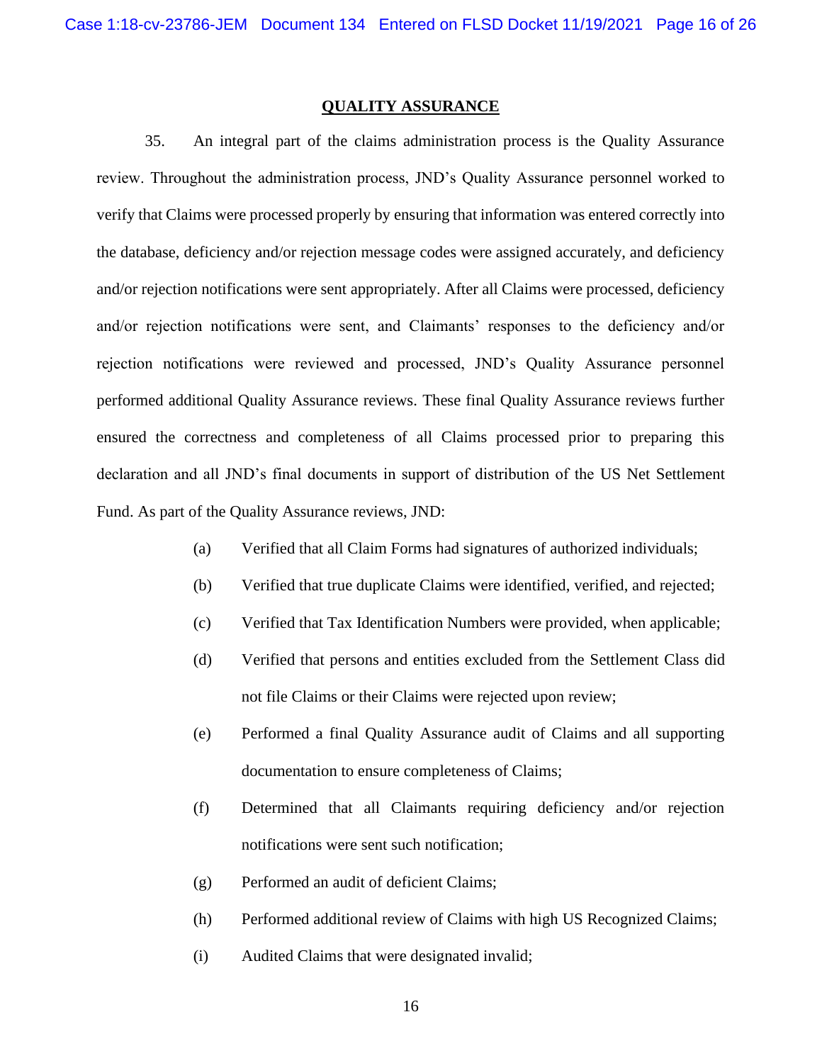## QUALITY ASSURANCE

35. An integral part of the claims administration process is the Quality Assurance review. Throughout the administration process, JND's Quality Assurance personnel worked to verify that Claims were processed properly by ensuring that information was entered correctly into the database, deficiency and/or rejection message codes were assigned accurately, and deficiency and/or rejection notifications were sent appropriately. After all Claims were processed, deficiency and/or rejection notifications were sent, and Claimants' responses to the deficiency and/or rejection notifications were reviewed and processed, JND's Quality Assurance personnel performed additional Quality Assurance reviews. These final Quality Assurance reviews further ensured the correctness and completeness of all Claims processed prior to preparing this declaration and all JND's final documents in support of distribution of the US Net Settlement Fund. As part of the Quality Assurance reviews, JND:

(a) Verified that all Claim Forms had signatures of authorized individuals;

(b) Verified that true duplicate Claims were identified, verified, and rejected;

(c) Verified that Tax Identification Numbers were provided, when applicable;

(d) Verified that persons and entities excluded from the Settlement Class did not file Claims or their Claims were rejected upon review;

(e) Performed a final Quality Assurance audit of Claims and all supporting documentation to ensure completeness of Claims;

(f) Determined that all Claimants requiring deficiency and/or rejection notifications were sent such notification;

(g) Performed an audit of deficient Claims;

(h) Performed additional review of Claims with high US Recognized Claims;

(i) Audited Claims that were designated invalid;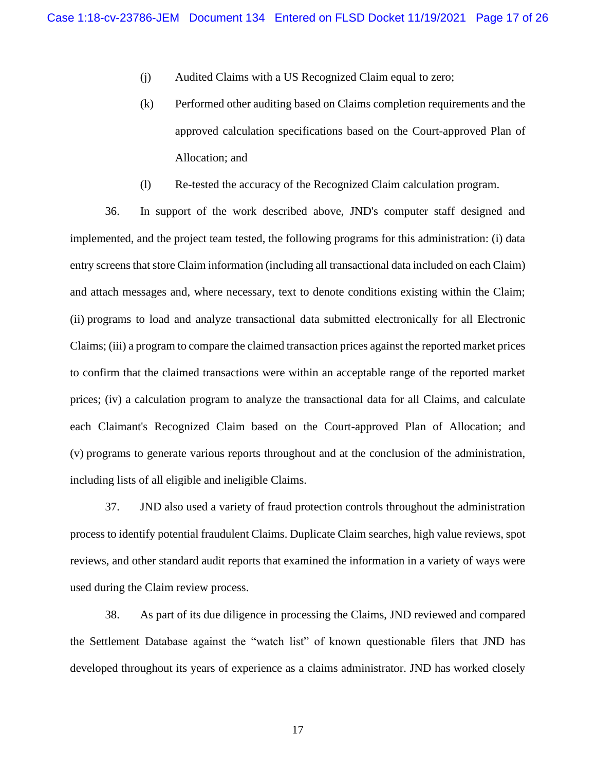(j) Audited Claims with a US Recognized Claim equal to zero;

(k) Performed other auditing based on Claims completion requirements and the approved calculation specifications based on the Court-approved Plan of Allocation; and

(l) Re-tested the accuracy of the Recognized Claim calculation program.

36. In support of the work described above, JND's computer staff designed and implemented, and the project team tested, the following programs for this administration: (i) data entry screens that store Claim information (including all transactional data included on each Claim) and attach messages and, where necessary, text to denote conditions existing within the Claim; (ii) programs to load and analyze transactional data submitted electronically for all Electronic Claims; (iii) a program to compare the claimed transaction prices against the reported market prices to confirm that the claimed transactions were within an acceptable range of the reported market prices; (iv) a calculation program to analyze the transactional data for all Claims, and calculate each Claimant's Recognized Claim based on the Court-approved Plan of Allocation; and (v) programs to generate various reports throughout and at the conclusion of the administration, including lists of all eligible and ineligible Claims.

37. JND also used a variety of fraud protection controls throughout the administration process to identify potential fraudulent Claims. Duplicate Claim searches, high value reviews, spot reviews, and other standard audit reports that examined the information in a variety of ways were used during the Claim review process.

38. As part of its due diligence in processing the Claims, JND reviewed and compared the Settlement Database against the "watch list" of known questionable filers that JND has developed throughout its years of experience as a claims administrator. JND has worked closely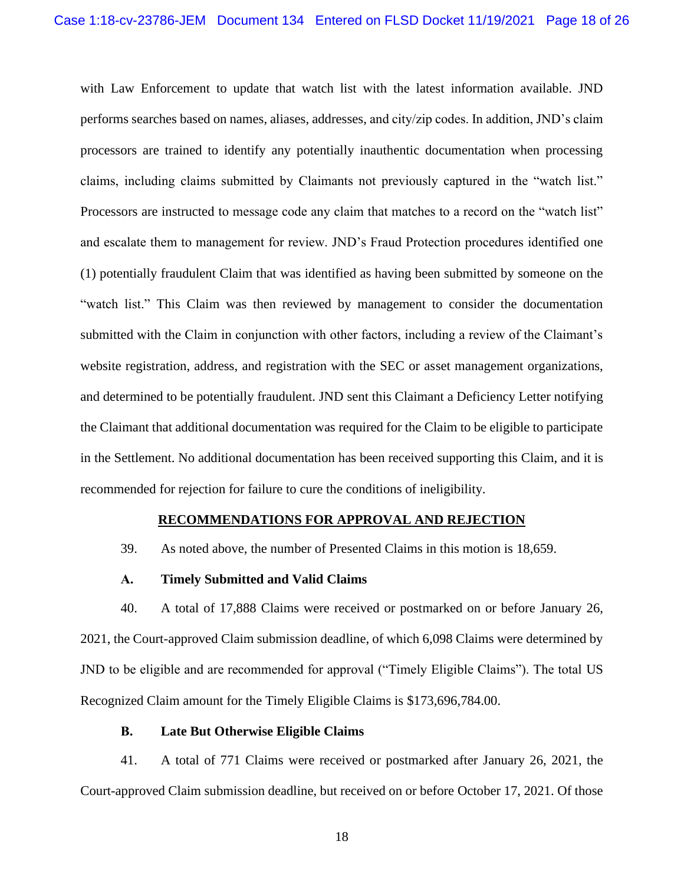with Law Enforcement to update that watch list with the latest information available. JND performs searches based on names, aliases, addresses, and city/zip codes. In addition, JND's claim processors are trained to identify any potentially inauthentic documentation when processing claims, including claims submitted by Claimants not previously captured in the "watch list." Processors are instructed to message code any claim that matches to a record on the "watch list" and escalate them to management for review. JND's Fraud Protection procedures identified one (1) potentially fraudulent Claim that was identified as having been submitted by someone on the "watch list." This Claim was then reviewed by management to consider the documentation submitted with the Claim in conjunction with other factors, including a review of the Claimant's website registration, address, and registration with the SEC or asset management organizations, and determined to be potentially fraudulent. JND sent this Claimant a Deficiency Letter notifying the Claimant that additional documentation was required for the Claim to be eligible to participate in the Settlement. No additional documentation has been received supporting this Claim, and it is recommended for rejection for failure to cure the conditions of ineligibility.

## RECOMMENDATIONS FOR APPROVAL AND REJECTION

39. As noted above, the number of Presented Claims in this motion is 18,659.

### A. Timely Submitted and Valid Claims

40. A total of 17,888 Claims were received or postmarked on or before January 26, 2021, the Court-approved Claim submission deadline, of which 6,098 Claims were determined by JND to be eligible and are recommended for approval ("Timely Eligible Claims"). The total US Recognized Claim amount for the Timely Eligible Claims is $173,696,784.00.

### B. Late But Otherwise Eligible Claims

41. A total of 771 Claims were received or postmarked after January 26, 2021, the Court-approved Claim submission deadline, but received on or before October 17, 2021. Of those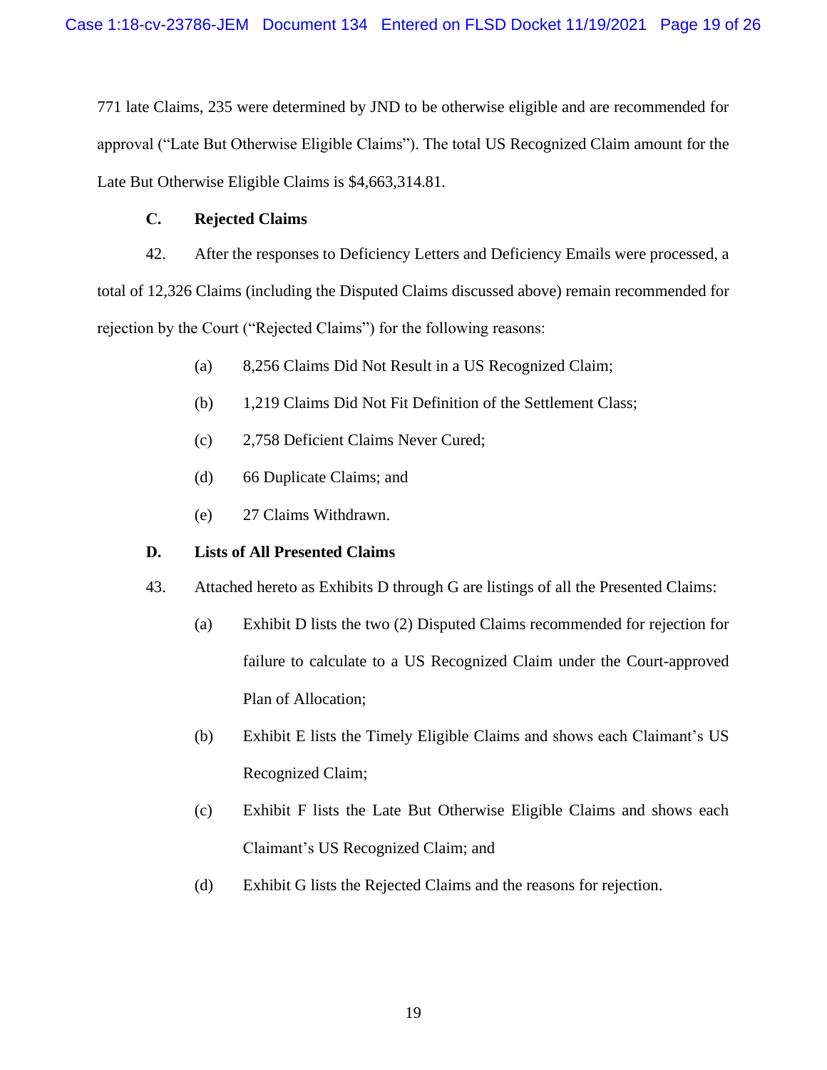771 late Claims, 235 were determined by JND to be otherwise eligible and are recommended for approval ("Late But Otherwise Eligible Claims"). The total US Recognized Claim amount for the Late But Otherwise Eligible Claims is $4,663,314.81.

### C. Rejected Claims

42. After the responses to Deficiency Letters and Deficiency Emails were processed, a total of 12,326 Claims (including the Disputed Claims discussed above) remain recommended for rejection by the Court ("Rejected Claims") for the following reasons:

(a) 8,256 Claims Did Not Result in a US Recognized Claim;

(b) 1,219 Claims Did Not Fit Definition of the Settlement Class;

(c) 2,758 Deficient Claims Never Cured;

(d) 66 Duplicate Claims; and

(e) 27 Claims Withdrawn.

### D. Lists of All Presented Claims

43. Attached hereto as Exhibits D through G are listings of all the Presented Claims:

(a) Exhibit D lists the two (2) Disputed Claims recommended for rejection for failure to calculate to a US Recognized Claim under the Court-approved Plan of Allocation;

(b) Exhibit E lists the Timely Eligible Claims and shows each Claimant's US Recognized Claim;

(c) Exhibit F lists the Late But Otherwise Eligible Claims and shows each Claimant's US Recognized Claim; and

(d) Exhibit G lists the Rejected Claims and the reasons for rejection.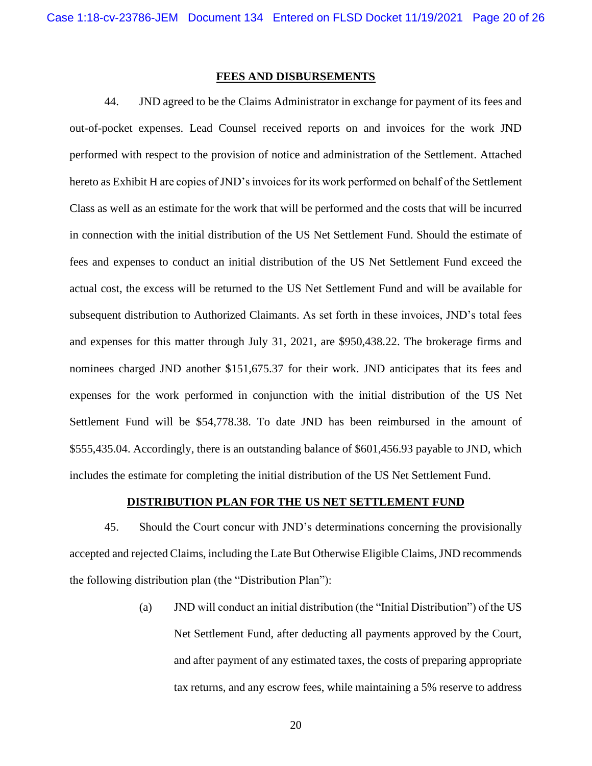## FEES AND DISBURSEMENTS

44. JND agreed to be the Claims Administrator in exchange for payment of its fees and out-of-pocket expenses. Lead Counsel received reports on and invoices for the work JND performed with respect to the provision of notice and administration of the Settlement. Attached hereto as Exhibit H are copies of JND's invoices for its work performed on behalf of the Settlement Class as well as an estimate for the work that will be performed and the costs that will be incurred in connection with the initial distribution of the US Net Settlement Fund. Should the estimate of fees and expenses to conduct an initial distribution of the US Net Settlement Fund exceed the actual cost, the excess will be returned to the US Net Settlement Fund and will be available for subsequent distribution to Authorized Claimants. As set forth in these invoices, JND's total fees and expenses for this matter through July 31, 2021, are $950,438.22. The brokerage firms and nominees charged JND another $151,675.37 for their work. JND anticipates that its fees and expenses for the work performed in conjunction with the initial distribution of the US Net Settlement Fund will be $54,778.38. To date JND has been reimbursed in the amount of $555,435.04. Accordingly, there is an outstanding balance of $601,456.93 payable to JND, which includes the estimate for completing the initial distribution of the US Net Settlement Fund.

## DISTRIBUTION PLAN FOR THE US NET SETTLEMENT FUND

45. Should the Court concur with JND's determinations concerning the provisionally accepted and rejected Claims, including the Late But Otherwise Eligible Claims, JND recommends the following distribution plan (the "Distribution Plan"):

(a) JND will conduct an initial distribution (the "Initial Distribution") of the US Net Settlement Fund, after deducting all payments approved by the Court, and after payment of any estimated taxes, the costs of preparing appropriate tax returns, and any escrow fees, while maintaining a 5% reserve to address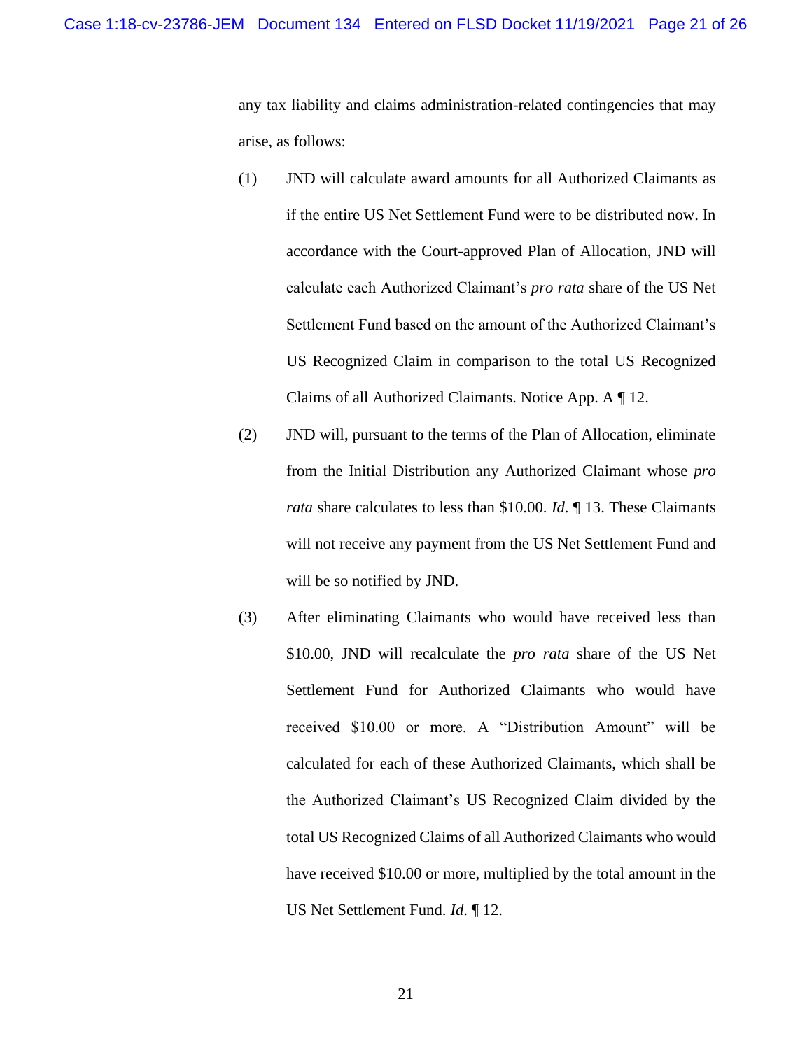any tax liability and claims administration-related contingencies that may arise, as follows:

(1) JND will calculate award amounts for all Authorized Claimants as if the entire US Net Settlement Fund were to be distributed now. In accordance with the Court-approved Plan of Allocation, JND will calculate each Authorized Claimant's *pro rata* share of the US Net Settlement Fund based on the amount of the Authorized Claimant's US Recognized Claim in comparison to the total US Recognized Claims of all Authorized Claimants. Notice App. A ¶ 12.

(2) JND will, pursuant to the terms of the Plan of Allocation, eliminate from the Initial Distribution any Authorized Claimant whose *pro rata* share calculates to less than $10.00. *Id.* ¶ 13. These Claimants will not receive any payment from the US Net Settlement Fund and will be so notified by JND.

(3) After eliminating Claimants who would have received less than $10.00, JND will recalculate the *pro rata* share of the US Net Settlement Fund for Authorized Claimants who would have received $10.00 or more. A "Distribution Amount" will be calculated for each of these Authorized Claimants, which shall be the Authorized Claimant's US Recognized Claim divided by the total US Recognized Claims of all Authorized Claimants who would have received $10.00 or more, multiplied by the total amount in the US Net Settlement Fund. *Id.* ¶ 12.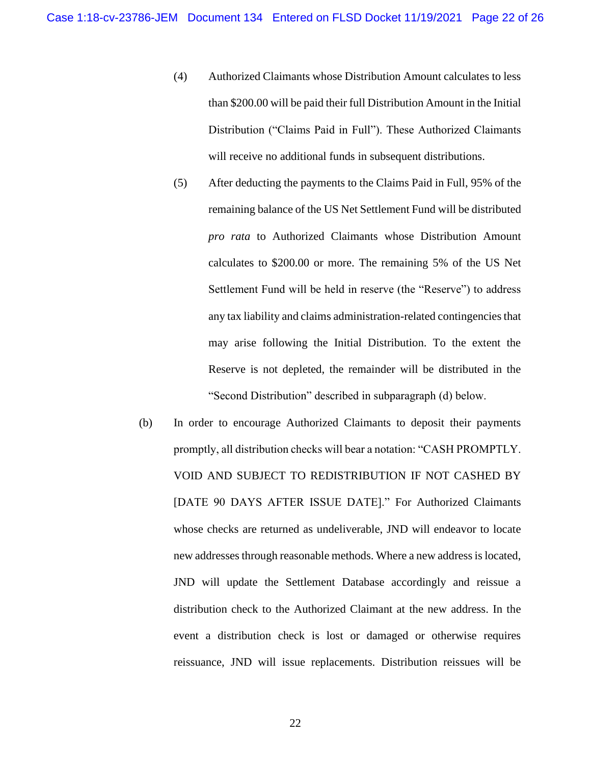(4) Authorized Claimants whose Distribution Amount calculates to less than $200.00 will be paid their full Distribution Amount in the Initial Distribution ("Claims Paid in Full"). These Authorized Claimants will receive no additional funds in subsequent distributions.

(5) After deducting the payments to the Claims Paid in Full, 95% of the remaining balance of the US Net Settlement Fund will be distributed *pro rata* to Authorized Claimants whose Distribution Amount calculates to $200.00 or more. The remaining 5% of the US Net Settlement Fund will be held in reserve (the "Reserve") to address any tax liability and claims administration-related contingencies that may arise following the Initial Distribution. To the extent the Reserve is not depleted, the remainder will be distributed in the "Second Distribution" described in subparagraph (d) below.

(b) In order to encourage Authorized Claimants to deposit their payments promptly, all distribution checks will bear a notation: "CASH PROMPTLY. VOID AND SUBJECT TO REDISTRIBUTION IF NOT CASHED BY [DATE 90 DAYS AFTER ISSUE DATE]." For Authorized Claimants whose checks are returned as undeliverable, JND will endeavor to locate new addresses through reasonable methods. Where a new address is located, JND will update the Settlement Database accordingly and reissue a distribution check to the Authorized Claimant at the new address. In the event a distribution check is lost or damaged or otherwise requires reissuance, JND will issue replacements. Distribution reissues will be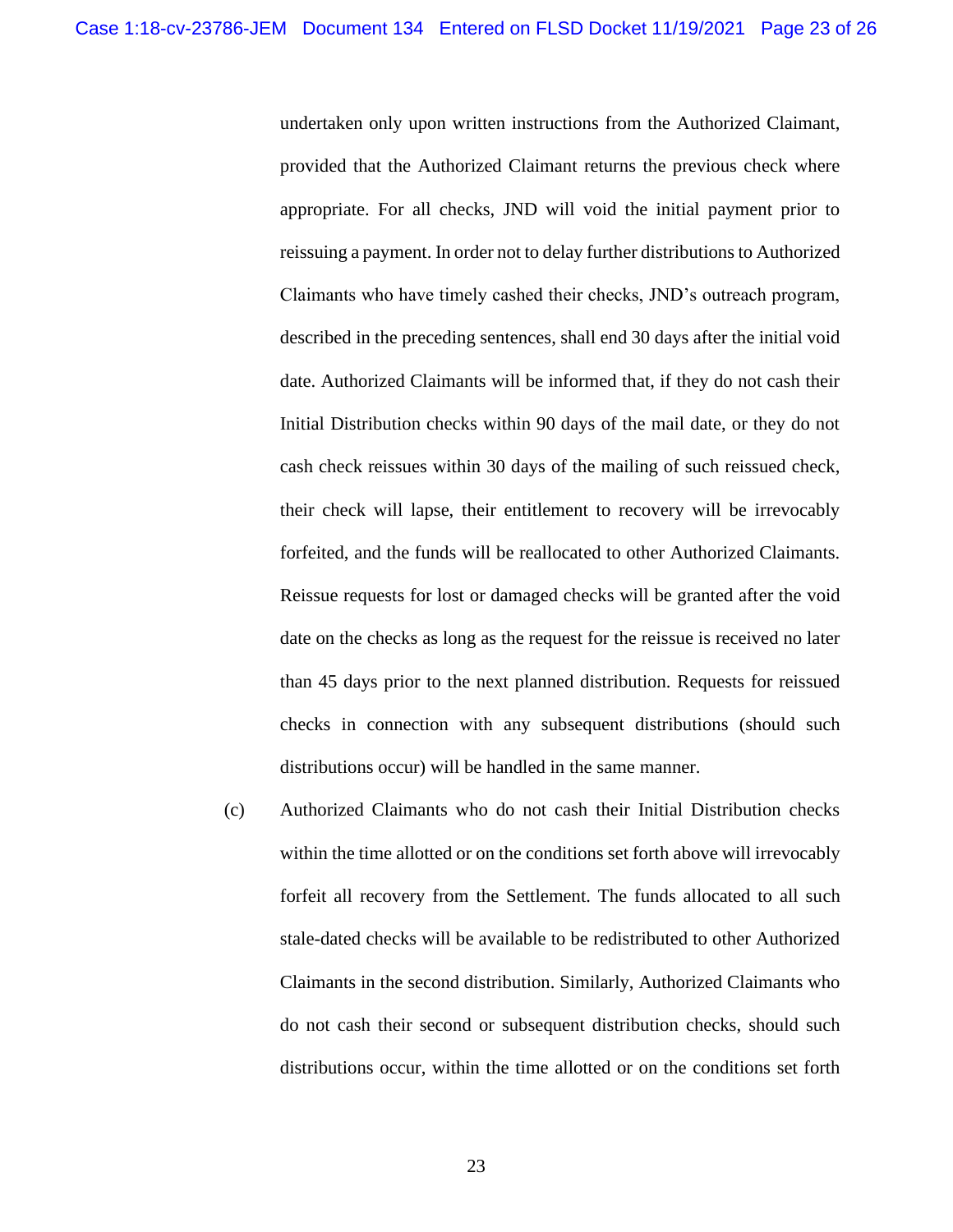undertaken only upon written instructions from the Authorized Claimant, provided that the Authorized Claimant returns the previous check where appropriate. For all checks, JND will void the initial payment prior to reissuing a payment. In order not to delay further distributions to Authorized Claimants who have timely cashed their checks, JND's outreach program, described in the preceding sentences, shall end 30 days after the initial void date. Authorized Claimants will be informed that, if they do not cash their Initial Distribution checks within 90 days of the mail date, or they do not cash check reissues within 30 days of the mailing of such reissued check, their check will lapse, their entitlement to recovery will be irrevocably forfeited, and the funds will be reallocated to other Authorized Claimants. Reissue requests for lost or damaged checks will be granted after the void date on the checks as long as the request for the reissue is received no later than 45 days prior to the next planned distribution. Requests for reissued checks in connection with any subsequent distributions (should such distributions occur) will be handled in the same manner.

(c) Authorized Claimants who do not cash their Initial Distribution checks within the time allotted or on the conditions set forth above will irrevocably forfeit all recovery from the Settlement. The funds allocated to all such stale-dated checks will be available to be redistributed to other Authorized Claimants in the second distribution. Similarly, Authorized Claimants who do not cash their second or subsequent distribution checks, should such distributions occur, within the time allotted or on the conditions set forth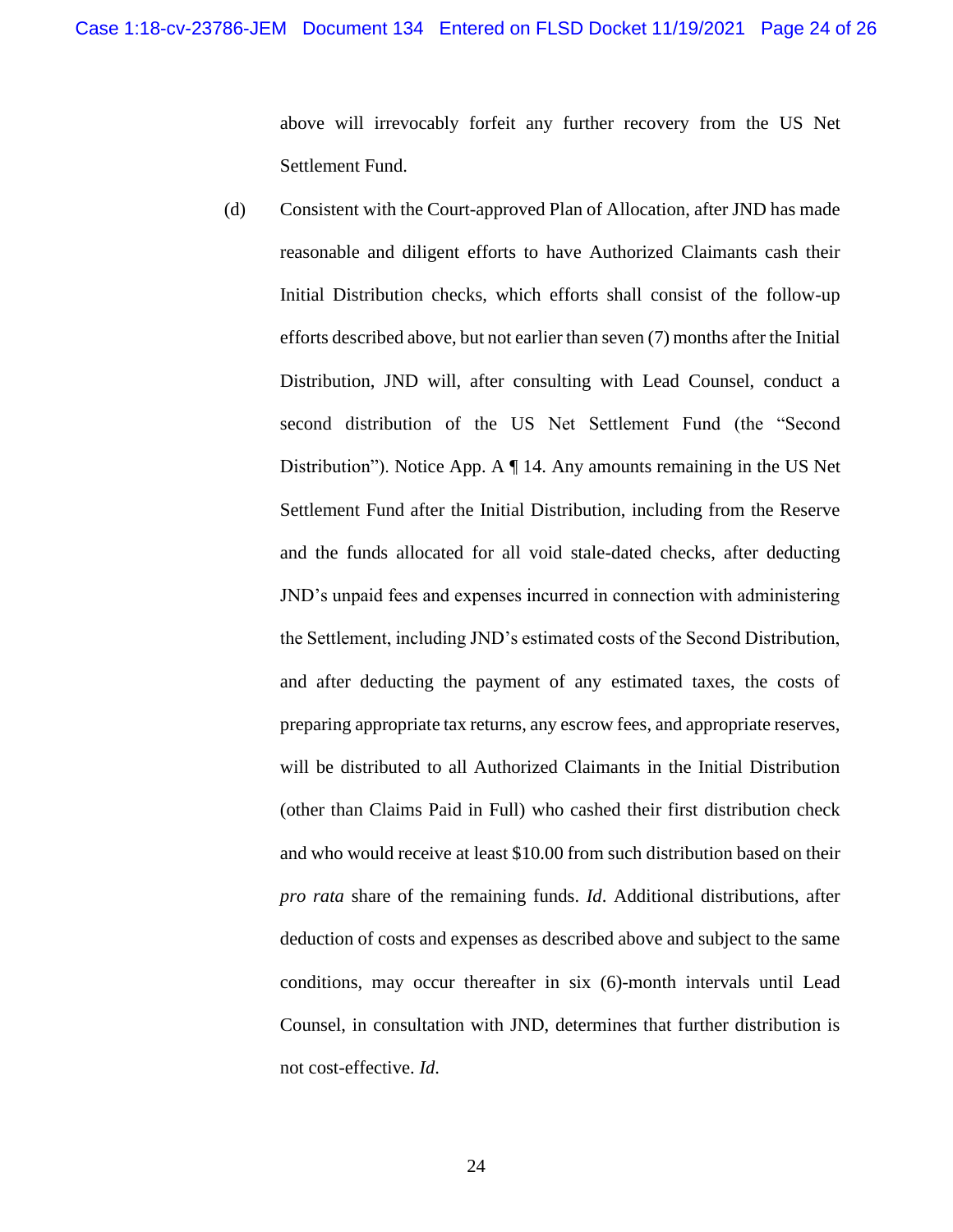above will irrevocably forfeit any further recovery from the US Net Settlement Fund.

(d) Consistent with the Court-approved Plan of Allocation, after JND has made reasonable and diligent efforts to have Authorized Claimants cash their Initial Distribution checks, which efforts shall consist of the follow-up efforts described above, but not earlier than seven (7) months after the Initial Distribution, JND will, after consulting with Lead Counsel, conduct a second distribution of the US Net Settlement Fund (the "Second Distribution"). Notice App. A ¶ 14. Any amounts remaining in the US Net Settlement Fund after the Initial Distribution, including from the Reserve and the funds allocated for all void stale-dated checks, after deducting JND's unpaid fees and expenses incurred in connection with administering the Settlement, including JND's estimated costs of the Second Distribution, and after deducting the payment of any estimated taxes, the costs of preparing appropriate tax returns, any escrow fees, and appropriate reserves, will be distributed to all Authorized Claimants in the Initial Distribution (other than Claims Paid in Full) who cashed their first distribution check and who would receive at least $10.00 from such distribution based on their *pro rata* share of the remaining funds. *Id*. Additional distributions, after deduction of costs and expenses as described above and subject to the same conditions, may occur thereafter in six (6)-month intervals until Lead Counsel, in consultation with JND, determines that further distribution is not cost-effective. *Id*.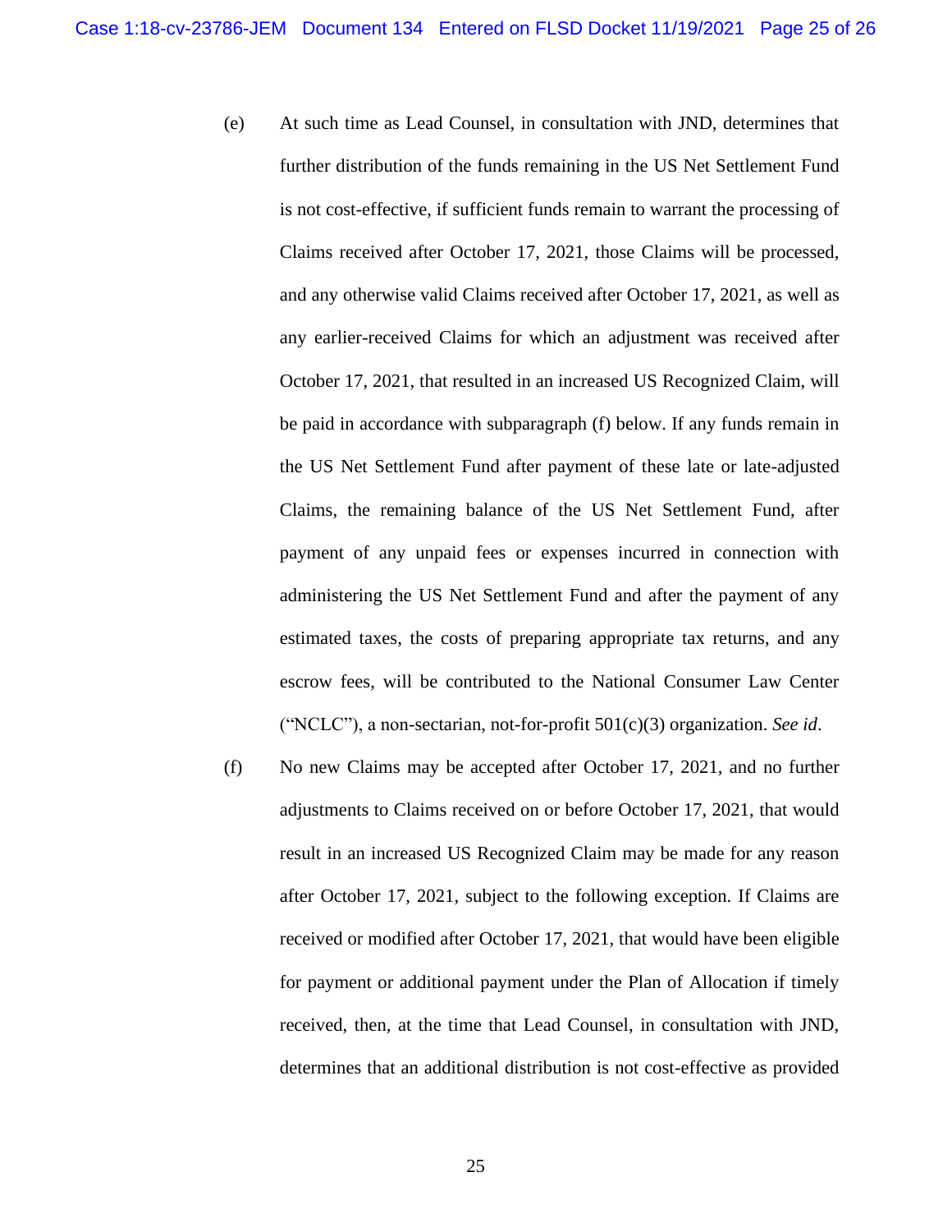(e) At such time as Lead Counsel, in consultation with JND, determines that further distribution of the funds remaining in the US Net Settlement Fund is not cost-effective, if sufficient funds remain to warrant the processing of Claims received after October 17, 2021, those Claims will be processed, and any otherwise valid Claims received after October 17, 2021, as well as any earlier-received Claims for which an adjustment was received after October 17, 2021, that resulted in an increased US Recognized Claim, will be paid in accordance with subparagraph (f) below. If any funds remain in the US Net Settlement Fund after payment of these late or late-adjusted Claims, the remaining balance of the US Net Settlement Fund, after payment of any unpaid fees or expenses incurred in connection with administering the US Net Settlement Fund and after the payment of any estimated taxes, the costs of preparing appropriate tax returns, and any escrow fees, will be contributed to the National Consumer Law Center ("NCLC"), a non-sectarian, not-for-profit 501(c)(3) organization. *See id*.

(f) No new Claims may be accepted after October 17, 2021, and no further adjustments to Claims received on or before October 17, 2021, that would result in an increased US Recognized Claim may be made for any reason after October 17, 2021, subject to the following exception. If Claims are received or modified after October 17, 2021, that would have been eligible for payment or additional payment under the Plan of Allocation if timely received, then, at the time that Lead Counsel, in consultation with JND, determines that an additional distribution is not cost-effective as provided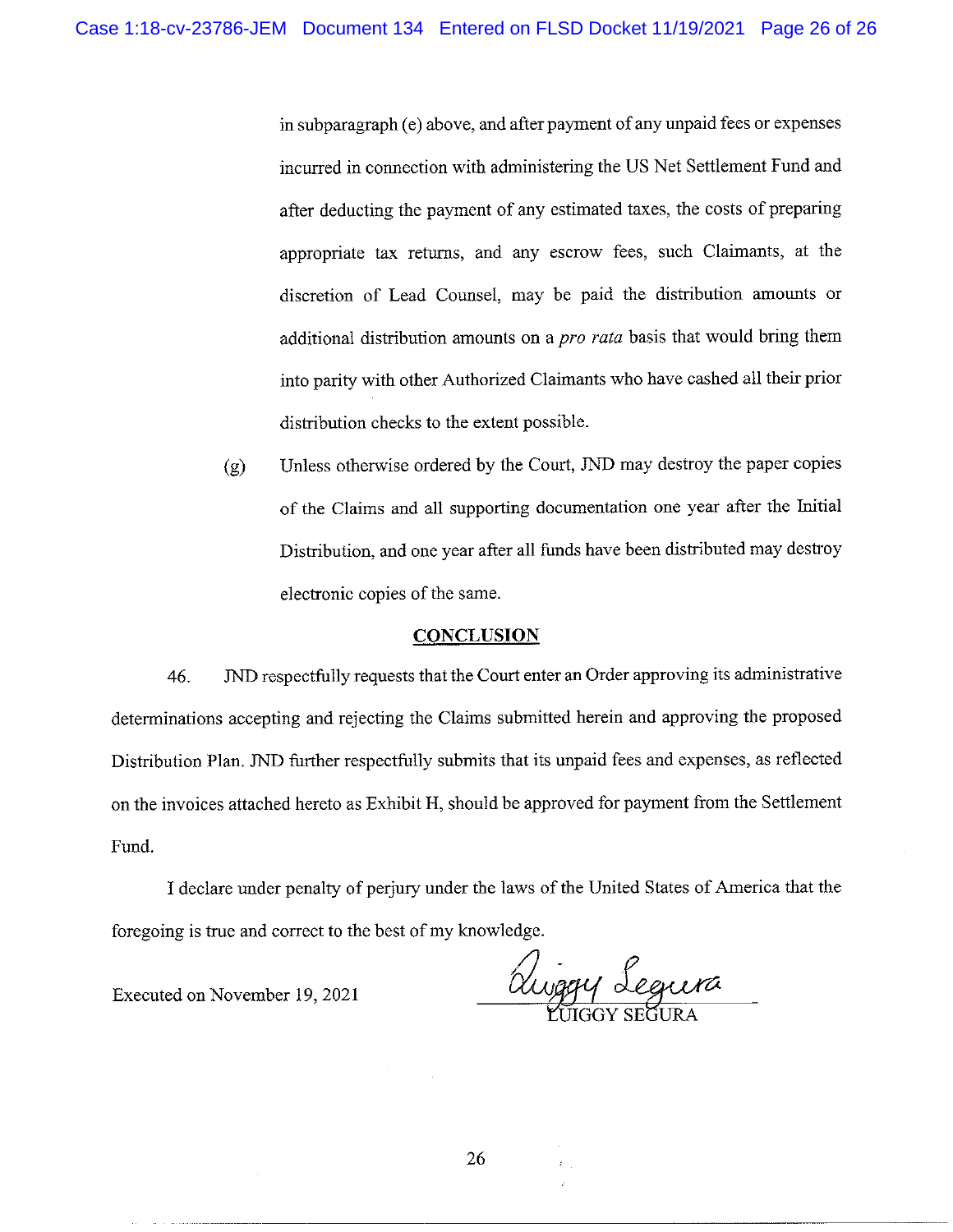in subparagraph (e) above, and after payment of any unpaid fees or expenses incurred in connection with administering the US Net Settlement Fund and after deducting the payment of any estimated taxes, the costs of preparing appropriate tax returns, and any escrow fees, such Claimants, at the discretion of Lead Counsel, may be paid the distribution amounts or additional distribution amounts on a *pro rata* basis that would bring them into parity with other Authorized Claimants who have cashed all their prior distribution checks to the extent possible.

(g) Unless otherwise ordered by the Court, JND may destroy the paper copies of the Claims and all supporting documentation one year after the Initial Distribution, and one year after all funds have been distributed may destroy electronic copies of the same.

## CONCLUSION

46. JND respectfully requests that the Court enter an Order approving its administrative determinations accepting and rejecting the Claims submitted herein and approving the proposed Distribution Plan. JND further respectfully submits that its unpaid fees and expenses, as reflected on the invoices attached hereto as Exhibit H, should be approved for payment from the Settlement Fund.

I declare under penalty of perjury under the laws of the United States of America that the foregoing is true and correct to the best of my knowledge.

Executed on November 19, 2021

LUIGGY SEGURA